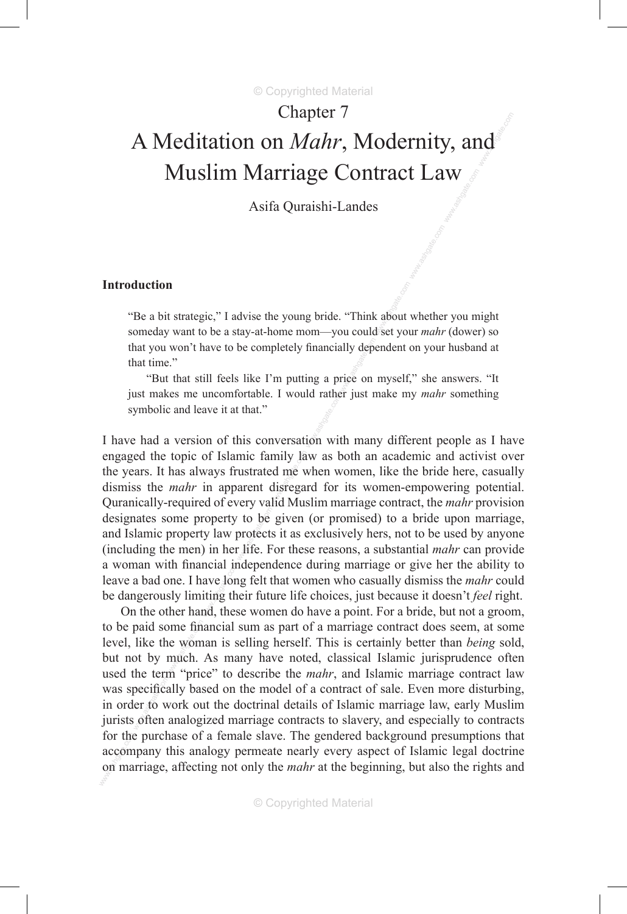# Chapter 7

# A Meditation on *Mahr*, Modernity, and Muslim Marriage Contract Law

Asifa Quraishi-Landes

## Introduction

> "Be a bit strategic," I advise the young bride. "Think about whether you might someday want to be a stay-at-home mom—you could set your *mahr* (dower) so that you won't have to be completely financially dependent on your husband at that time."
>
> "But that still feels like I'm putting a price on myself," she answers. "It just makes me uncomfortable. I would rather just make my *mahr* something symbolic and leave it at that."

I have had a version of this conversation with many different people as I have engaged the topic of Islamic family law as both an academic and activist over the years. It has always frustrated me when women, like the bride here, casually dismiss the *mahr* in apparent disregard for its women-empowering potential. Quranically-required of every valid Muslim marriage contract, the *mahr* provision designates some property to be given (or promised) to a bride upon marriage, and Islamic property law protects it as exclusively hers, not to be used by anyone (including the men) in her life. For these reasons, a substantial *mahr* can provide a woman with financial independence during marriage or give her the ability to leave a bad one. I have long felt that women who casually dismiss the *mahr* could be dangerously limiting their future life choices, just because it doesn't *feel* right.

On the other hand, these women do have a point. For a bride, but not a groom, to be paid some financial sum as part of a marriage contract does seem, at some level, like the woman is selling herself. This is certainly better than *being* sold, but not by much. As many have noted, classical Islamic jurisprudence often used the term "price" to describe the *mahr*, and Islamic marriage contract law was specifically based on the model of a contract of sale. Even more disturbing, in order to work out the doctrinal details of Islamic marriage law, early Muslim jurists often analogized marriage contracts to slavery, and especially to contracts for the purchase of a female slave. The gendered background presumptions that accompany this analogy permeate nearly every aspect of Islamic legal doctrine on marriage, affecting not only the *mahr* at the beginning, but also the rights and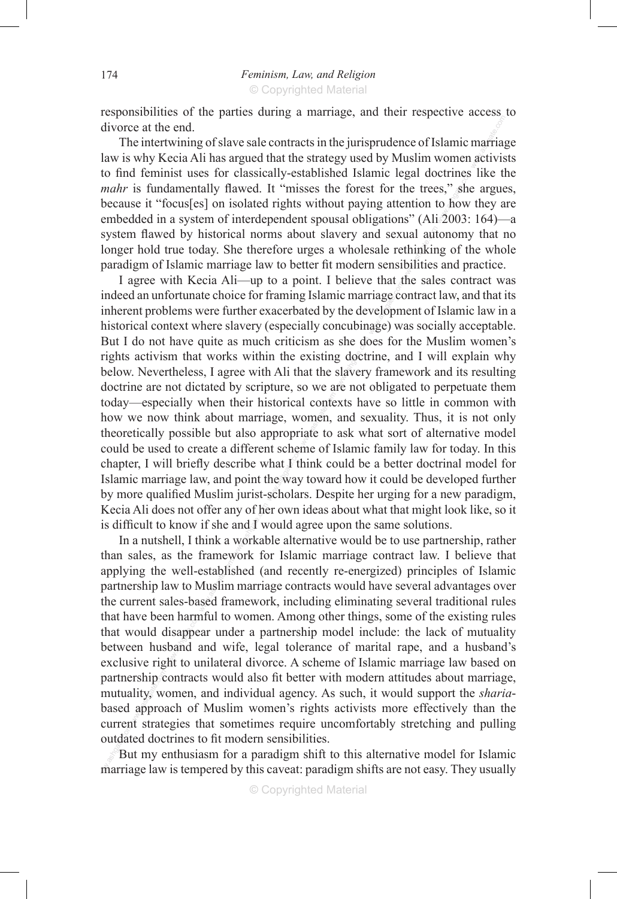responsibilities of the parties during a marriage, and their respective access to divorce at the end.

The intertwining of slave sale contracts in the jurisprudence of Islamic marriage law is why Kecia Ali has argued that the strategy used by Muslim women activists to find feminist uses for classically-established Islamic legal doctrines like the *mahr* is fundamentally flawed. It "misses the forest for the trees," she argues, because it "focus[es] on isolated rights without paying attention to how they are embedded in a system of interdependent spousal obligations" (Ali 2003: 164)—a system flawed by historical norms about slavery and sexual autonomy that no longer hold true today. She therefore urges a wholesale rethinking of the whole paradigm of Islamic marriage law to better fit modern sensibilities and practice.

I agree with Kecia Ali—up to a point. I believe that the sales contract was indeed an unfortunate choice for framing Islamic marriage contract law, and that its inherent problems were further exacerbated by the development of Islamic law in a historical context where slavery (especially concubinage) was socially acceptable. But I do not have quite as much criticism as she does for the Muslim women's rights activism that works within the existing doctrine, and I will explain why below. Nevertheless, I agree with Ali that the slavery framework and its resulting doctrine are not dictated by scripture, so we are not obligated to perpetuate them today—especially when their historical contexts have so little in common with how we now think about marriage, women, and sexuality. Thus, it is not only theoretically possible but also appropriate to ask what sort of alternative model could be used to create a different scheme of Islamic family law for today. In this chapter, I will briefly describe what I think could be a better doctrinal model for Islamic marriage law, and point the way toward how it could be developed further by more qualified Muslim jurist-scholars. Despite her urging for a new paradigm, Kecia Ali does not offer any of her own ideas about what that might look like, so it is difficult to know if she and I would agree upon the same solutions.

In a nutshell, I think a workable alternative would be to use partnership, rather than sales, as the framework for Islamic marriage contract law. I believe that applying the well-established (and recently re-energized) principles of Islamic partnership law to Muslim marriage contracts would have several advantages over the current sales-based framework, including eliminating several traditional rules that have been harmful to women. Among other things, some of the existing rules that would disappear under a partnership model include: the lack of mutuality between husband and wife, legal tolerance of marital rape, and a husband's exclusive right to unilateral divorce. A scheme of Islamic marriage law based on partnership contracts would also fit better with modern attitudes about marriage, mutuality, women, and individual agency. As such, it would support the *sharia*-based approach of Muslim women's rights activists more effectively than the current strategies that sometimes require uncomfortably stretching and pulling outdated doctrines to fit modern sensibilities.

But my enthusiasm for a paradigm shift to this alternative model for Islamic marriage law is tempered by this caveat: paradigm shifts are not easy. They usually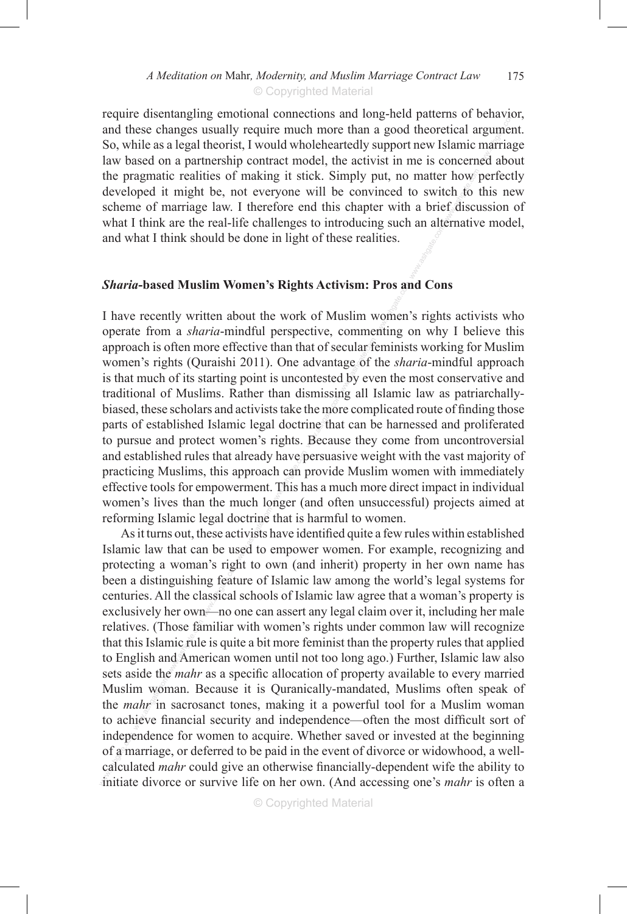require disentangling emotional connections and long-held patterns of behavior, and these changes usually require much more than a good theoretical argument. So, while as a legal theorist, I would wholeheartedly support new Islamic marriage law based on a partnership contract model, the activist in me is concerned about the pragmatic realities of making it stick. Simply put, no matter how perfectly developed it might be, not everyone will be convinced to switch to this new scheme of marriage law. I therefore end this chapter with a brief discussion of what I think are the real-life challenges to introducing such an alternative model, and what I think should be done in light of these realities.

### *Sharia*-based Muslim Women's Rights Activism: Pros and Cons

I have recently written about the work of Muslim women's rights activists who operate from a *sharia*-mindful perspective, commenting on why I believe this approach is often more effective than that of secular feminists working for Muslim women's rights (Quraishi 2011). One advantage of the *sharia*-mindful approach is that much of its starting point is uncontested by even the most conservative and traditional of Muslims. Rather than dismissing all Islamic law as patriarchally-biased, these scholars and activists take the more complicated route of finding those parts of established Islamic legal doctrine that can be harnessed and proliferated to pursue and protect women's rights. Because they come from uncontroversial and established rules that already have persuasive weight with the vast majority of practicing Muslims, this approach can provide Muslim women with immediately effective tools for empowerment. This has a much more direct impact in individual women's lives than the much longer (and often unsuccessful) projects aimed at reforming Islamic legal doctrine that is harmful to women.

As it turns out, these activists have identified quite a few rules within established Islamic law that can be used to empower women. For example, recognizing and protecting a woman's right to own (and inherit) property in her own name has been a distinguishing feature of Islamic law among the world's legal systems for centuries. All the classical schools of Islamic law agree that a woman's property is exclusively her own—no one can assert any legal claim over it, including her male relatives. (Those familiar with women's rights under common law will recognize that this Islamic rule is quite a bit more feminist than the property rules that applied to English and American women until not too long ago.) Further, Islamic law also sets aside the *mahr* as a specific allocation of property available to every married Muslim woman. Because it is Quranically-mandated, Muslims often speak of the *mahr* in sacrosanct tones, making it a powerful tool for a Muslim woman to achieve financial security and independence—often the most difficult sort of independence for women to acquire. Whether saved or invested at the beginning of a marriage, or deferred to be paid in the event of divorce or widowhood, a well-calculated *mahr* could give an otherwise financially-dependent wife the ability to initiate divorce or survive life on her own. (And accessing one's *mahr* is often a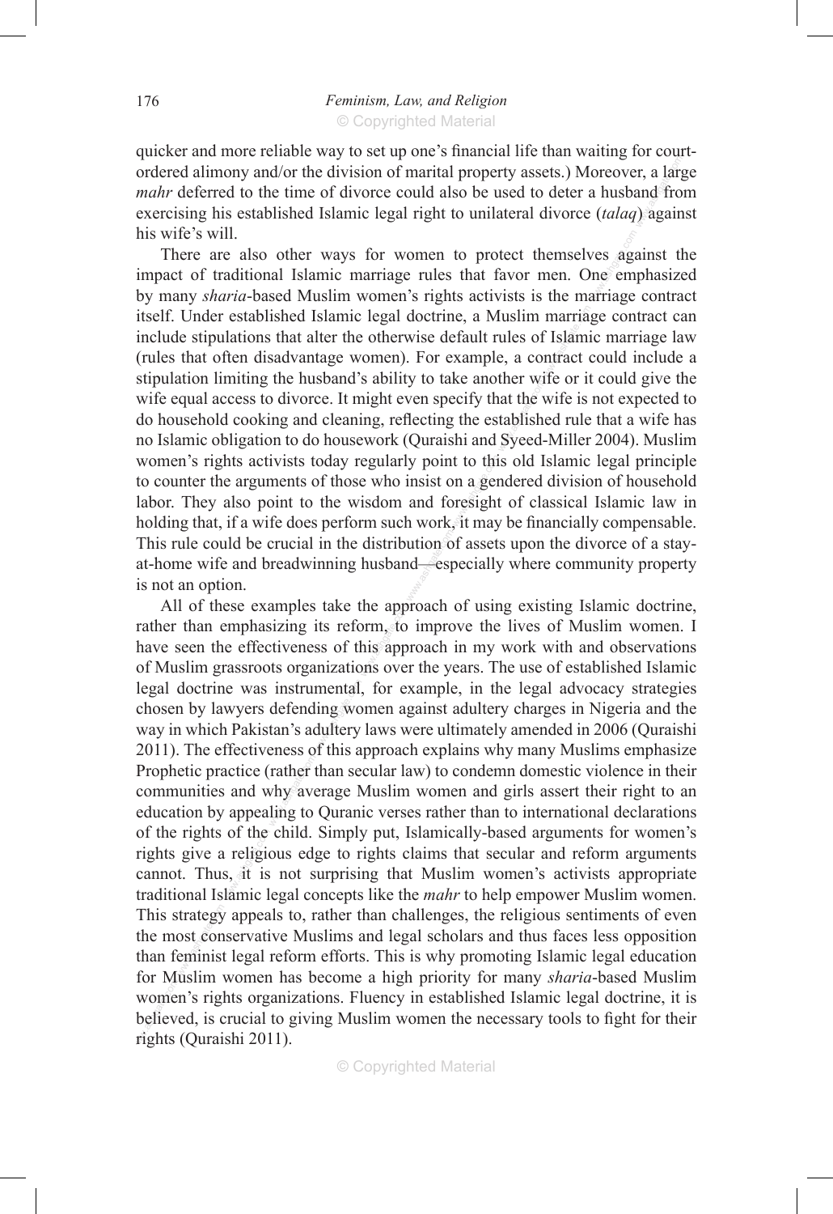quicker and more reliable way to set up one's financial life than waiting for court-ordered alimony and/or the division of marital property assets.) Moreover, a large *mahr* deferred to the time of divorce could also be used to deter a husband from exercising his established Islamic legal right to unilateral divorce (*talaq*) against his wife's will.

There are also other ways for women to protect themselves against the impact of traditional Islamic marriage rules that favor men. One emphasized by many *sharia*-based Muslim women's rights activists is the marriage contract itself. Under established Islamic legal doctrine, a Muslim marriage contract can include stipulations that alter the otherwise default rules of Islamic marriage law (rules that often disadvantage women). For example, a contract could include a stipulation limiting the husband's ability to take another wife or it could give the wife equal access to divorce. It might even specify that the wife is not expected to do household cooking and cleaning, reflecting the established rule that a wife has no Islamic obligation to do housework (Quraishi and Syeed-Miller 2004). Muslim women's rights activists today regularly point to this old Islamic legal principle to counter the arguments of those who insist on a gendered division of household labor. They also point to the wisdom and foresight of classical Islamic law in holding that, if a wife does perform such work, it may be financially compensable. This rule could be crucial in the distribution of assets upon the divorce of a stay-at-home wife and breadwinning husband—especially where community property is not an option.

All of these examples take the approach of using existing Islamic doctrine, rather than emphasizing its reform, to improve the lives of Muslim women. I have seen the effectiveness of this approach in my work with and observations of Muslim grassroots organizations over the years. The use of established Islamic legal doctrine was instrumental, for example, in the legal advocacy strategies chosen by lawyers defending women against adultery charges in Nigeria and the way in which Pakistan's adultery laws were ultimately amended in 2006 (Quraishi 2011). The effectiveness of this approach explains why many Muslims emphasize Prophetic practice (rather than secular law) to condemn domestic violence in their communities and why average Muslim women and girls assert their right to an education by appealing to Quranic verses rather than to international declarations of the rights of the child. Simply put, Islamically-based arguments for women's rights give a religious edge to rights claims that secular and reform arguments cannot. Thus, it is not surprising that Muslim women's activists appropriate traditional Islamic legal concepts like the *mahr* to help empower Muslim women. This strategy appeals to, rather than challenges, the religious sentiments of even the most conservative Muslims and legal scholars and thus faces less opposition than feminist legal reform efforts. This is why promoting Islamic legal education for Muslim women has become a high priority for many *sharia*-based Muslim women's rights organizations. Fluency in established Islamic legal doctrine, it is believed, is crucial to giving Muslim women the necessary tools to fight for their rights (Quraishi 2011).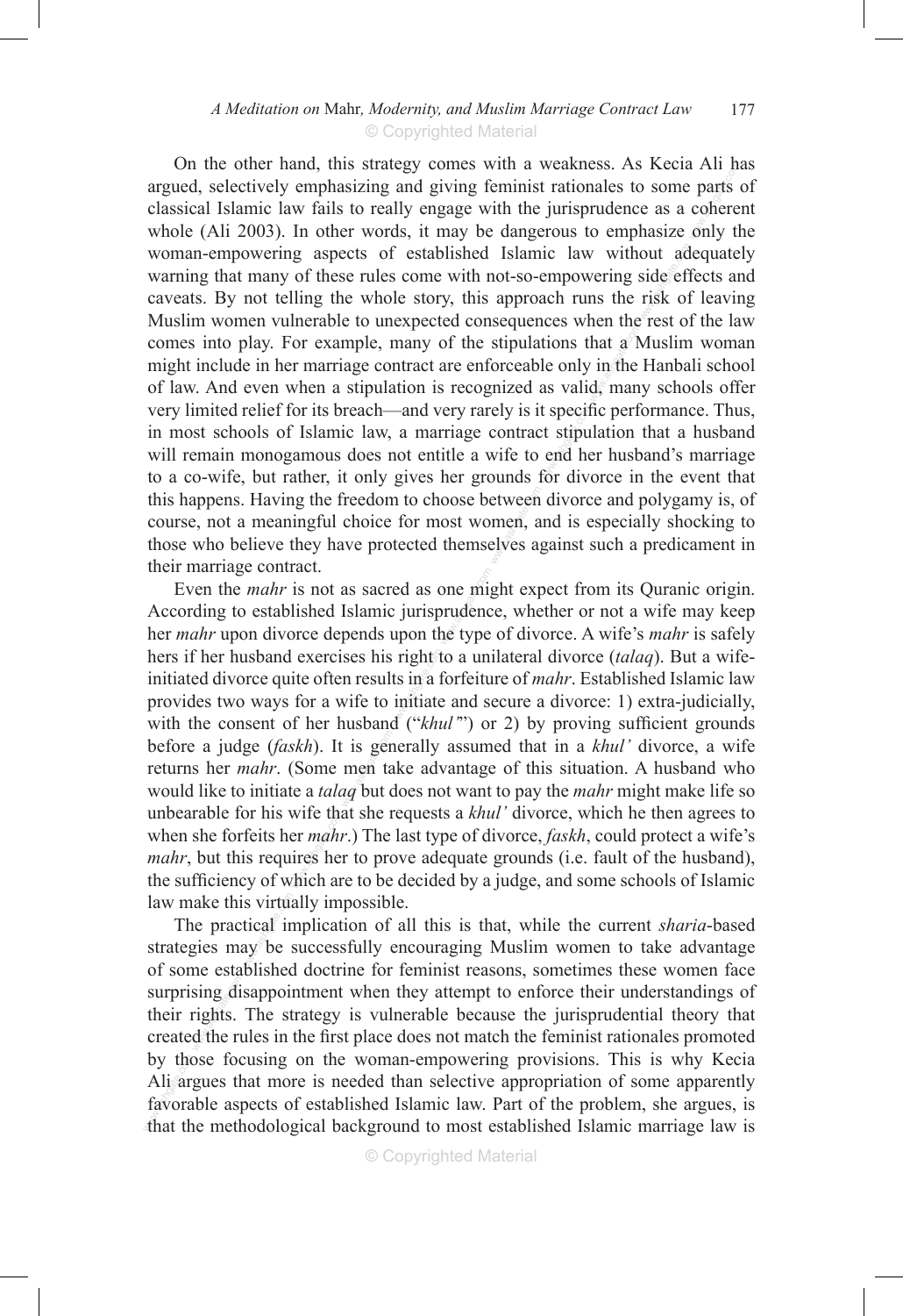On the other hand, this strategy comes with a weakness. As Kecia Ali has argued, selectively emphasizing and giving feminist rationales to some parts of classical Islamic law fails to really engage with the jurisprudence as a coherent whole (Ali 2003). In other words, it may be dangerous to emphasize only the woman-empowering aspects of established Islamic law without adequately warning that many of these rules come with not-so-empowering side effects and caveats. By not telling the whole story, this approach runs the risk of leaving Muslim women vulnerable to unexpected consequences when the rest of the law comes into play. For example, many of the stipulations that a Muslim woman might include in her marriage contract are enforceable only in the Hanbali school of law. And even when a stipulation is recognized as valid, many schools offer very limited relief for its breach—and very rarely is it specific performance. Thus, in most schools of Islamic law, a marriage contract stipulation that a husband will remain monogamous does not entitle a wife to end her husband's marriage to a co-wife, but rather, it only gives her grounds for divorce in the event that this happens. Having the freedom to choose between divorce and polygamy is, of course, not a meaningful choice for most women, and is especially shocking to those who believe they have protected themselves against such a predicament in their marriage contract.

Even the *mahr* is not as sacred as one might expect from its Quranic origin. According to established Islamic jurisprudence, whether or not a wife may keep her *mahr* upon divorce depends upon the type of divorce. A wife's *mahr* is safely hers if her husband exercises his right to a unilateral divorce (*talaq*). But a wife-initiated divorce quite often results in a forfeiture of *mahr*. Established Islamic law provides two ways for a wife to initiate and secure a divorce: 1) extra-judicially, with the consent of her husband ("*khul'*") or 2) by proving sufficient grounds before a judge (*faskh*). It is generally assumed that in a *khul'* divorce, a wife returns her *mahr*. (Some men take advantage of this situation. A husband who would like to initiate a *talaq* but does not want to pay the *mahr* might make life so unbearable for his wife that she requests a *khul'* divorce, which he then agrees to when she forfeits her *mahr*.) The last type of divorce, *faskh*, could protect a wife's *mahr*, but this requires her to prove adequate grounds (i.e. fault of the husband), the sufficiency of which are to be decided by a judge, and some schools of Islamic law make this virtually impossible.

The practical implication of all this is that, while the current *sharia*-based strategies may be successfully encouraging Muslim women to take advantage of some established doctrine for feminist reasons, sometimes these women face surprising disappointment when they attempt to enforce their understandings of their rights. The strategy is vulnerable because the jurisprudential theory that created the rules in the first place does not match the feminist rationales promoted by those focusing on the woman-empowering provisions. This is why Kecia Ali argues that more is needed than selective appropriation of some apparently favorable aspects of established Islamic law. Part of the problem, she argues, is that the methodological background to most established Islamic marriage law is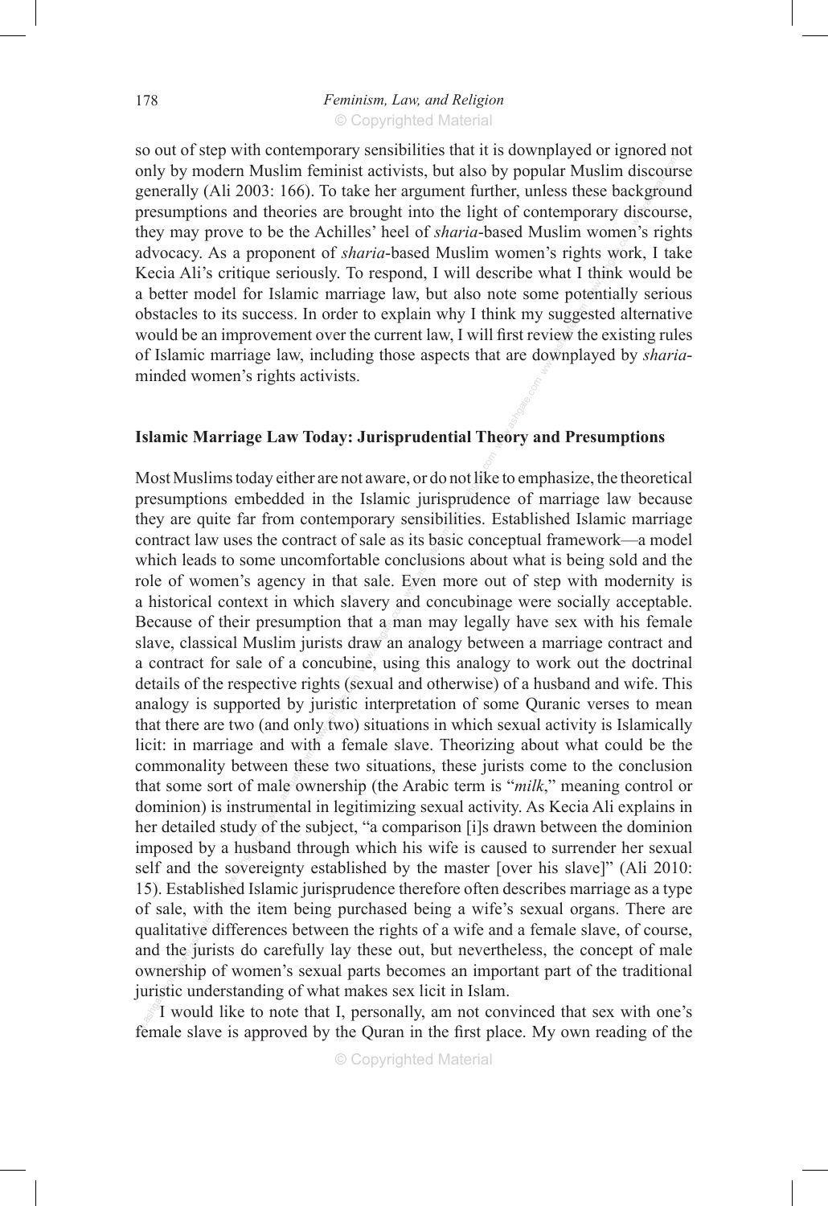so out of step with contemporary sensibilities that it is downplayed or ignored not only by modern Muslim feminist activists, but also by popular Muslim discourse generally (Ali 2003: 166). To take her argument further, unless these background presumptions and theories are brought into the light of contemporary discourse, they may prove to be the Achilles' heel of *sharia*-based Muslim women's rights advocacy. As a proponent of *sharia*-based Muslim women's rights work, I take Kecia Ali's critique seriously. To respond, I will describe what I think would be a better model for Islamic marriage law, but also note some potentially serious obstacles to its success. In order to explain why I think my suggested alternative would be an improvement over the current law, I will first review the existing rules of Islamic marriage law, including those aspects that are downplayed by *sharia*-minded women's rights activists.

## Islamic Marriage Law Today: Jurisprudential Theory and Presumptions

Most Muslims today either are not aware, or do not like to emphasize, the theoretical presumptions embedded in the Islamic jurisprudence of marriage law because they are quite far from contemporary sensibilities. Established Islamic marriage contract law uses the contract of sale as its basic conceptual framework—a model which leads to some uncomfortable conclusions about what is being sold and the role of women's agency in that sale. Even more out of step with modernity is a historical context in which slavery and concubinage were socially acceptable. Because of their presumption that a man may legally have sex with his female slave, classical Muslim jurists draw an analogy between a marriage contract and a contract for sale of a concubine, using this analogy to work out the doctrinal details of the respective rights (sexual and otherwise) of a husband and wife. This analogy is supported by juristic interpretation of some Quranic verses to mean that there are two (and only two) situations in which sexual activity is Islamically licit: in marriage and with a female slave. Theorizing about what could be the commonality between these two situations, these jurists come to the conclusion that some sort of male ownership (the Arabic term is "*milk*," meaning control or dominion) is instrumental in legitimizing sexual activity. As Kecia Ali explains in her detailed study of the subject, "a comparison [i]s drawn between the dominion imposed by a husband through which his wife is caused to surrender her sexual self and the sovereignty established by the master [over his slave]" (Ali 2010: 15). Established Islamic jurisprudence therefore often describes marriage as a type of sale, with the item being purchased being a wife's sexual organs. There are qualitative differences between the rights of a wife and a female slave, of course, and the jurists do carefully lay these out, but nevertheless, the concept of male ownership of women's sexual parts becomes an important part of the traditional juristic understanding of what makes sex licit in Islam.

I would like to note that I, personally, am not convinced that sex with one's female slave is approved by the Quran in the first place. My own reading of the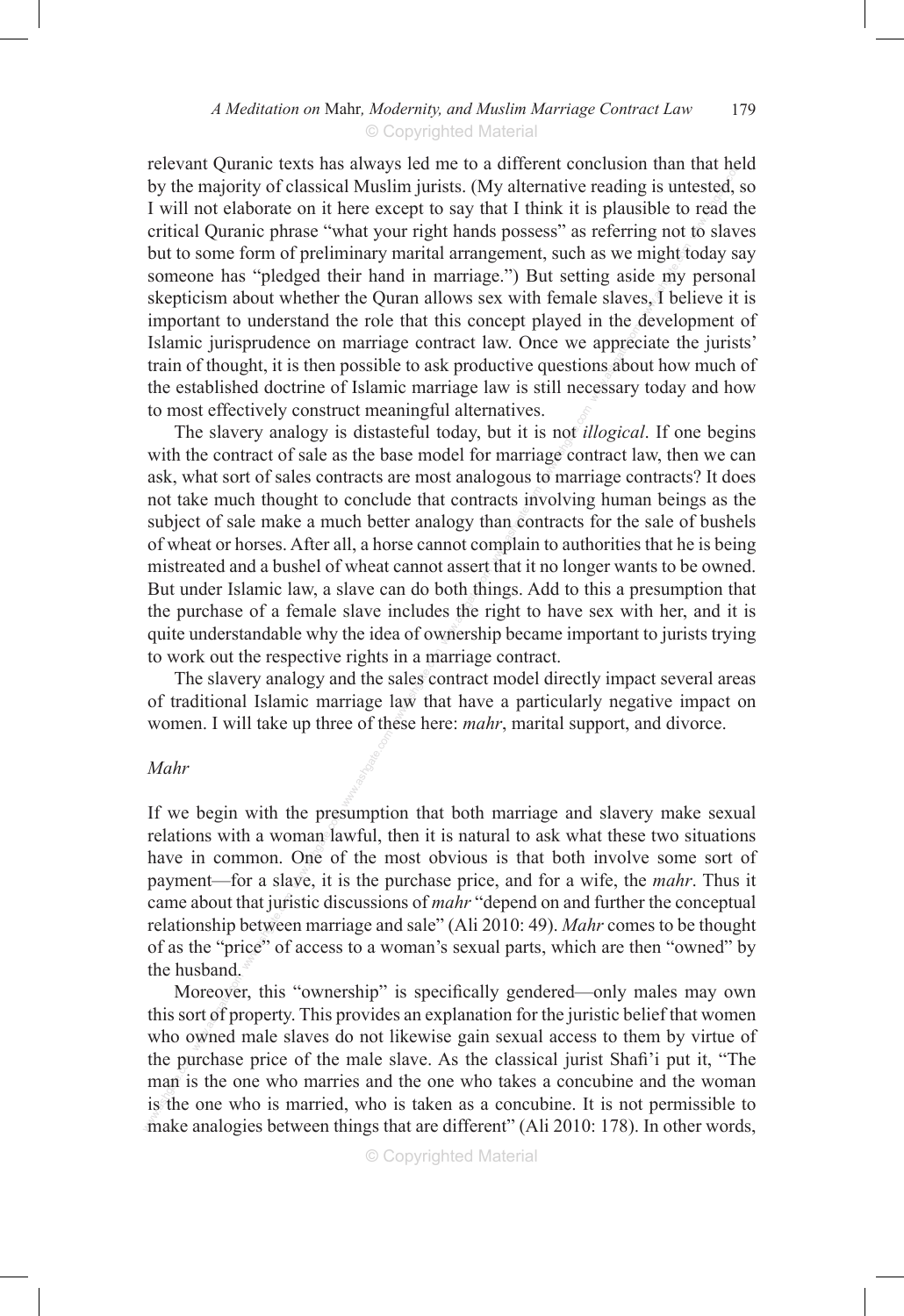relevant Quranic texts has always led me to a different conclusion than that held by the majority of classical Muslim jurists. (My alternative reading is untested, so I will not elaborate on it here except to say that I think it is plausible to read the critical Quranic phrase "what your right hands possess" as referring not to slaves but to some form of preliminary marital arrangement, such as we might today say someone has "pledged their hand in marriage.") But setting aside my personal skepticism about whether the Quran allows sex with female slaves, I believe it is important to understand the role that this concept played in the development of Islamic jurisprudence on marriage contract law. Once we appreciate the jurists' train of thought, it is then possible to ask productive questions about how much of the established doctrine of Islamic marriage law is still necessary today and how to most effectively construct meaningful alternatives.

The slavery analogy is distasteful today, but it is not *illogical*. If one begins with the contract of sale as the base model for marriage contract law, then we can ask, what sort of sales contracts are most analogous to marriage contracts? It does not take much thought to conclude that contracts involving human beings as the subject of sale make a much better analogy than contracts for the sale of bushels of wheat or horses. After all, a horse cannot complain to authorities that he is being mistreated and a bushel of wheat cannot assert that it no longer wants to be owned. But under Islamic law, a slave can do both things. Add to this a presumption that the purchase of a female slave includes the right to have sex with her, and it is quite understandable why the idea of ownership became important to jurists trying to work out the respective rights in a marriage contract.

The slavery analogy and the sales contract model directly impact several areas of traditional Islamic marriage law that have a particularly negative impact on women. I will take up three of these here: *mahr*, marital support, and divorce.

### *Mahr*

If we begin with the presumption that both marriage and slavery make sexual relations with a woman lawful, then it is natural to ask what these two situations have in common. One of the most obvious is that both involve some sort of payment—for a slave, it is the purchase price, and for a wife, the *mahr*. Thus it came about that juristic discussions of *mahr* "depend on and further the conceptual relationship between marriage and sale" (Ali 2010: 49). *Mahr* comes to be thought of as the "price" of access to a woman's sexual parts, which are then "owned" by the husband.

Moreover, this "ownership" is specifically gendered—only males may own this sort of property. This provides an explanation for the juristic belief that women who owned male slaves do not likewise gain sexual access to them by virtue of the purchase price of the male slave. As the classical jurist Shafi'i put it, "The man is the one who marries and the one who takes a concubine and the woman is the one who is married, who is taken as a concubine. It is not permissible to make analogies between things that are different" (Ali 2010: 178). In other words,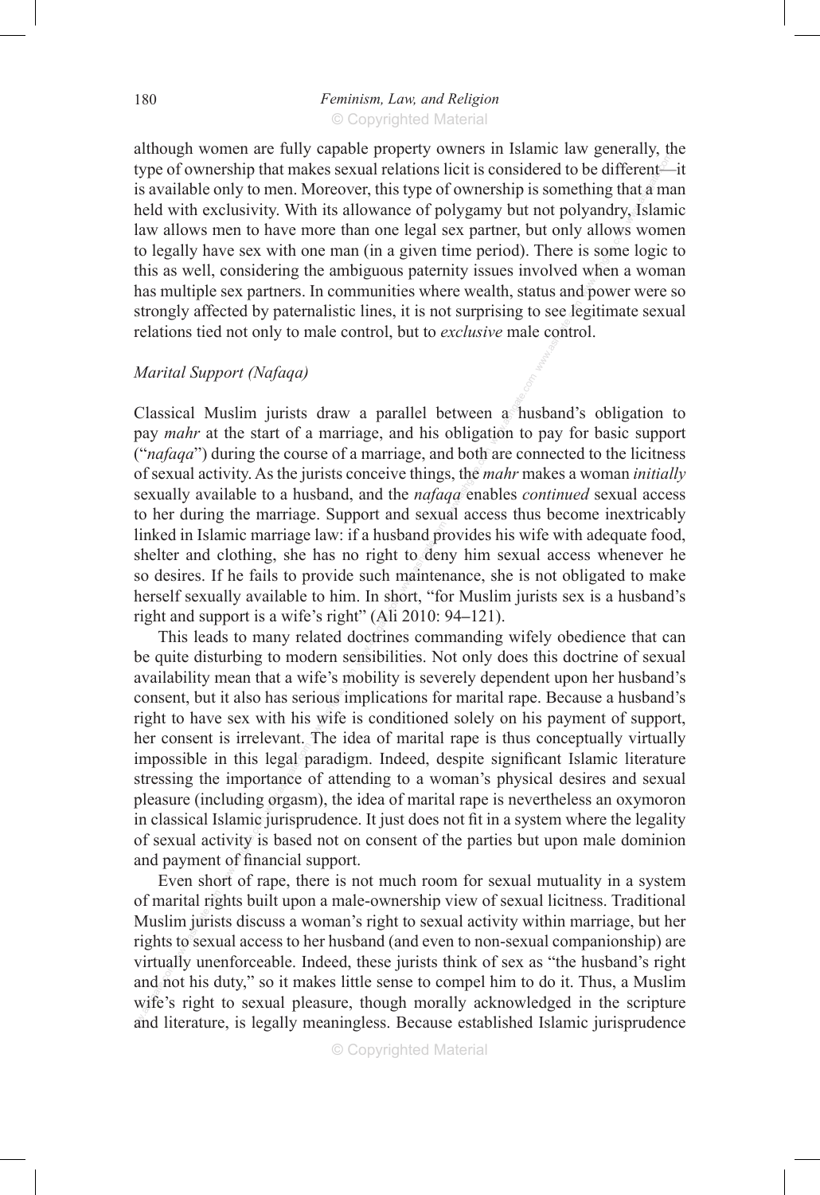although women are fully capable property owners in Islamic law generally, the type of ownership that makes sexual relations licit is considered to be different—it is available only to men. Moreover, this type of ownership is something that a man held with exclusivity. With its allowance of polygamy but not polyandry, Islamic law allows men to have more than one legal sex partner, but only allows women to legally have sex with one man (in a given time period). There is some logic to this as well, considering the ambiguous paternity issues involved when a woman has multiple sex partners. In communities where wealth, status and power were so strongly affected by paternalistic lines, it is not surprising to see legitimate sexual relations tied not only to male control, but to *exclusive* male control.

### *Marital Support (Nafaqa)*

Classical Muslim jurists draw a parallel between a husband's obligation to pay *mahr* at the start of a marriage, and his obligation to pay for basic support ("*nafaqa*") during the course of a marriage, and both are connected to the licitness of sexual activity. As the jurists conceive things, the *mahr* makes a woman *initially* sexually available to a husband, and the *nafaqa* enables *continued* sexual access to her during the marriage. Support and sexual access thus become inextricably linked in Islamic marriage law: if a husband provides his wife with adequate food, shelter and clothing, she has no right to deny him sexual access whenever he so desires. If he fails to provide such maintenance, she is not obligated to make herself sexually available to him. In short, "for Muslim jurists sex is a husband's right and support is a wife's right" (Ali 2010: 94–121).

This leads to many related doctrines commanding wifely obedience that can be quite disturbing to modern sensibilities. Not only does this doctrine of sexual availability mean that a wife's mobility is severely dependent upon her husband's consent, but it also has serious implications for marital rape. Because a husband's right to have sex with his wife is conditioned solely on his payment of support, her consent is irrelevant. The idea of marital rape is thus conceptually virtually impossible in this legal paradigm. Indeed, despite significant Islamic literature stressing the importance of attending to a woman's physical desires and sexual pleasure (including orgasm), the idea of marital rape is nevertheless an oxymoron in classical Islamic jurisprudence. It just does not fit in a system where the legality of sexual activity is based not on consent of the parties but upon male dominion and payment of financial support.

Even short of rape, there is not much room for sexual mutuality in a system of marital rights built upon a male-ownership view of sexual licitness. Traditional Muslim jurists discuss a woman's right to sexual activity within marriage, but her rights to sexual access to her husband (and even to non-sexual companionship) are virtually unenforceable. Indeed, these jurists think of sex as "the husband's right and not his duty," so it makes little sense to compel him to do it. Thus, a Muslim wife's right to sexual pleasure, though morally acknowledged in the scripture and literature, is legally meaningless. Because established Islamic jurisprudence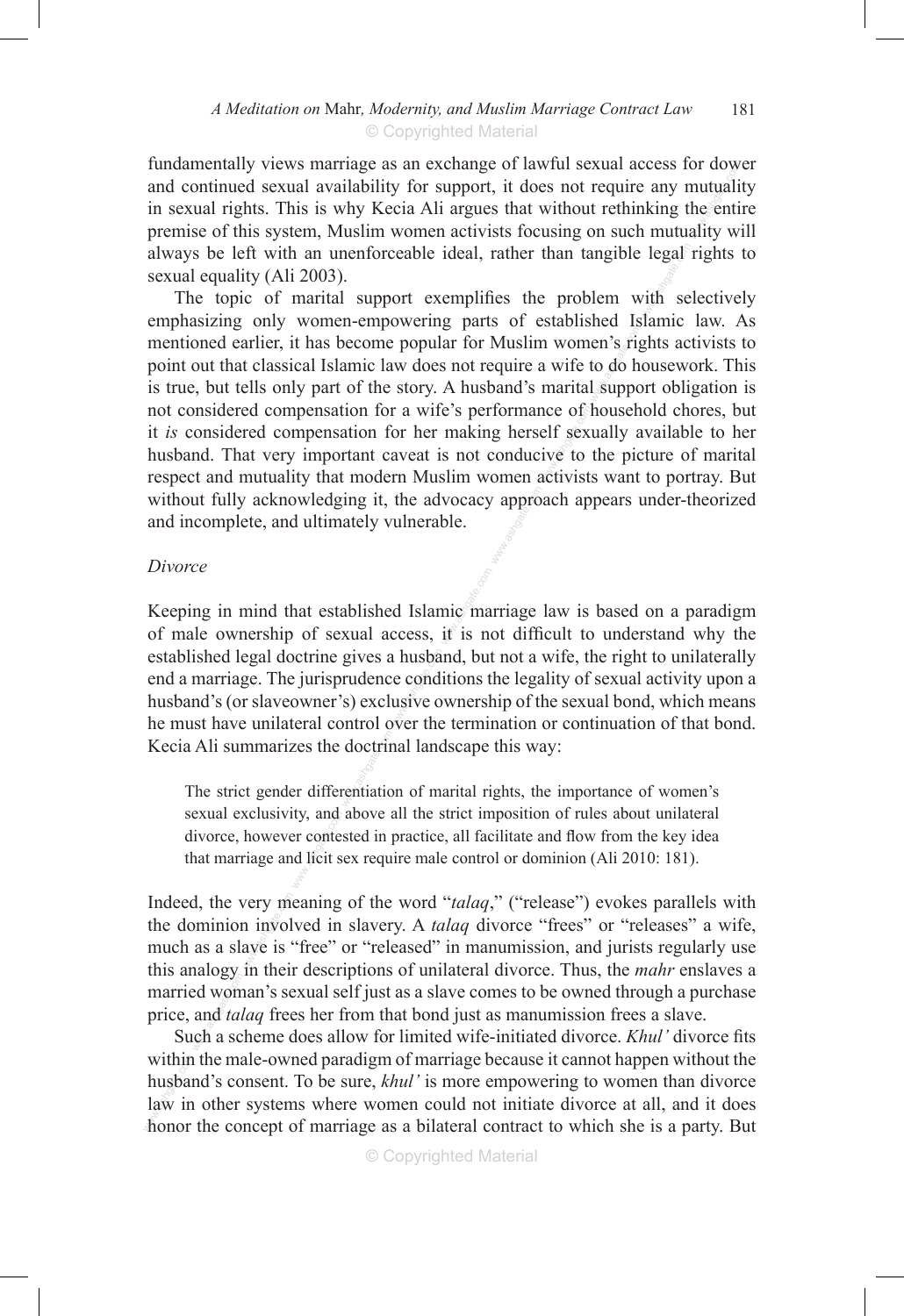fundamentally views marriage as an exchange of lawful sexual access for dower and continued sexual availability for support, it does not require any mutuality in sexual rights. This is why Kecia Ali argues that without rethinking the entire premise of this system, Muslim women activists focusing on such mutuality will always be left with an unenforceable ideal, rather than tangible legal rights to sexual equality (Ali 2003).

The topic of marital support exemplifies the problem with selectively emphasizing only women-empowering parts of established Islamic law. As mentioned earlier, it has become popular for Muslim women's rights activists to point out that classical Islamic law does not require a wife to do housework. This is true, but tells only part of the story. A husband's marital support obligation is not considered compensation for a wife's performance of household chores, but it *is* considered compensation for her making herself sexually available to her husband. That very important caveat is not conducive to the picture of marital respect and mutuality that modern Muslim women activists want to portray. But without fully acknowledging it, the advocacy approach appears under-theorized and incomplete, and ultimately vulnerable.

### *Divorce*

Keeping in mind that established Islamic marriage law is based on a paradigm of male ownership of sexual access, it is not difficult to understand why the established legal doctrine gives a husband, but not a wife, the right to unilaterally end a marriage. The jurisprudence conditions the legality of sexual activity upon a husband's (or slaveowner's) exclusive ownership of the sexual bond, which means he must have unilateral control over the termination or continuation of that bond. Kecia Ali summarizes the doctrinal landscape this way:

> The strict gender differentiation of marital rights, the importance of women's sexual exclusivity, and above all the strict imposition of rules about unilateral divorce, however contested in practice, all facilitate and flow from the key idea that marriage and licit sex require male control or dominion (Ali 2010: 181).

Indeed, the very meaning of the word "*talaq*," ("release") evokes parallels with the dominion involved in slavery. A *talaq* divorce "frees" or "releases" a wife, much as a slave is "free" or "released" in manumission, and jurists regularly use this analogy in their descriptions of unilateral divorce. Thus, the *mahr* enslaves a married woman's sexual self just as a slave comes to be owned through a purchase price, and *talaq* frees her from that bond just as manumission frees a slave.

Such a scheme does allow for limited wife-initiated divorce. *Khul'* divorce fits within the male-owned paradigm of marriage because it cannot happen without the husband's consent. To be sure, *khul'* is more empowering to women than divorce law in other systems where women could not initiate divorce at all, and it does honor the concept of marriage as a bilateral contract to which she is a party. But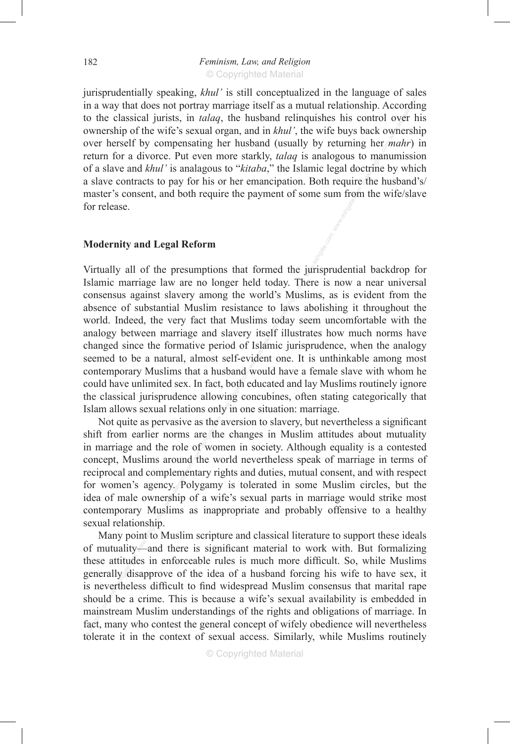jurisprudentially speaking, *khul'* is still conceptualized in the language of sales in a way that does not portray marriage itself as a mutual relationship. According to the classical jurists, in *talaq*, the husband relinquishes his control over his ownership of the wife's sexual organ, and in *khul'*, the wife buys back ownership over herself by compensating her husband (usually by returning her *mahr*) in return for a divorce. Put even more starkly, *talaq* is analogous to manumission of a slave and *khul'* is analagous to "*kitaba*," the Islamic legal doctrine by which a slave contracts to pay for his or her emancipation. Both require the husband's/master's consent, and both require the payment of some sum from the wife/slave for release.

## Modernity and Legal Reform

Virtually all of the presumptions that formed the jurisprudential backdrop for Islamic marriage law are no longer held today. There is now a near universal consensus against slavery among the world's Muslims, as is evident from the absence of substantial Muslim resistance to laws abolishing it throughout the world. Indeed, the very fact that Muslims today seem uncomfortable with the analogy between marriage and slavery itself illustrates how much norms have changed since the formative period of Islamic jurisprudence, when the analogy seemed to be a natural, almost self-evident one. It is unthinkable among most contemporary Muslims that a husband would have a female slave with whom he could have unlimited sex. In fact, both educated and lay Muslims routinely ignore the classical jurisprudence allowing concubines, often stating categorically that Islam allows sexual relations only in one situation: marriage.

Not quite as pervasive as the aversion to slavery, but nevertheless a significant shift from earlier norms are the changes in Muslim attitudes about mutuality in marriage and the role of women in society. Although equality is a contested concept, Muslims around the world nevertheless speak of marriage in terms of reciprocal and complementary rights and duties, mutual consent, and with respect for women's agency. Polygamy is tolerated in some Muslim circles, but the idea of male ownership of a wife's sexual parts in marriage would strike most contemporary Muslims as inappropriate and probably offensive to a healthy sexual relationship.

Many point to Muslim scripture and classical literature to support these ideals of mutuality—and there is significant material to work with. But formalizing these attitudes in enforceable rules is much more difficult. So, while Muslims generally disapprove of the idea of a husband forcing his wife to have sex, it is nevertheless difficult to find widespread Muslim consensus that marital rape should be a crime. This is because a wife's sexual availability is embedded in mainstream Muslim understandings of the rights and obligations of marriage. In fact, many who contest the general concept of wifely obedience will nevertheless tolerate it in the context of sexual access. Similarly, while Muslims routinely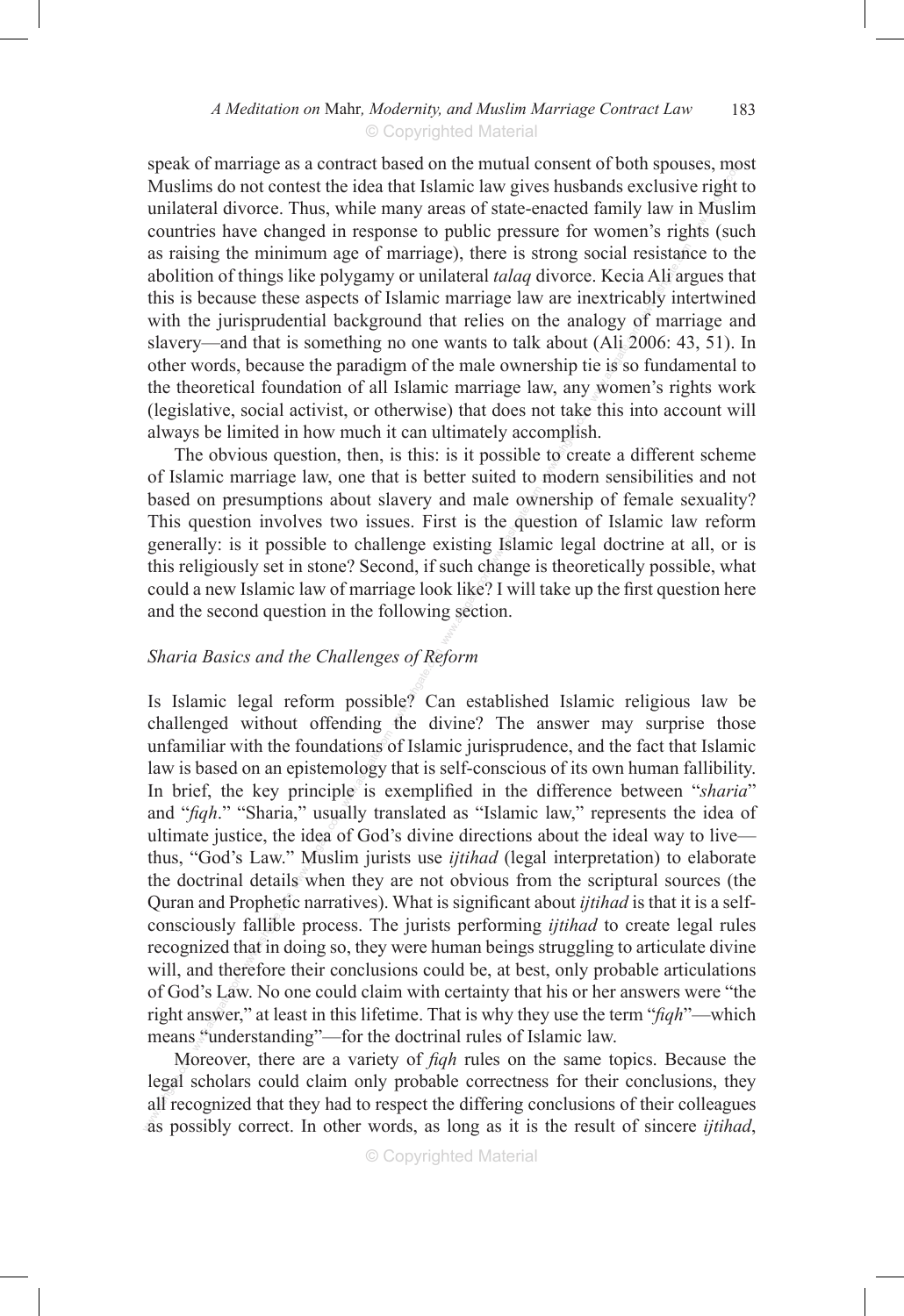speak of marriage as a contract based on the mutual consent of both spouses, most Muslims do not contest the idea that Islamic law gives husbands exclusive right to unilateral divorce. Thus, while many areas of state-enacted family law in Muslim countries have changed in response to public pressure for women's rights (such as raising the minimum age of marriage), there is strong social resistance to the abolition of things like polygamy or unilateral *talaq* divorce. Kecia Ali argues that this is because these aspects of Islamic marriage law are inextricably intertwined with the jurisprudential background that relies on the analogy of marriage and slavery—and that is something no one wants to talk about (Ali 2006: 43, 51). In other words, because the paradigm of the male ownership tie is so fundamental to the theoretical foundation of all Islamic marriage law, any women's rights work (legislative, social activist, or otherwise) that does not take this into account will always be limited in how much it can ultimately accomplish.

The obvious question, then, is this: is it possible to create a different scheme of Islamic marriage law, one that is better suited to modern sensibilities and not based on presumptions about slavery and male ownership of female sexuality? This question involves two issues. First is the question of Islamic law reform generally: is it possible to challenge existing Islamic legal doctrine at all, or is this religiously set in stone? Second, if such change is theoretically possible, what could a new Islamic law of marriage look like? I will take up the first question here and the second question in the following section.

### *Sharia Basics and the Challenges of Reform*

Is Islamic legal reform possible? Can established Islamic religious law be challenged without offending the divine? The answer may surprise those unfamiliar with the foundations of Islamic jurisprudence, and the fact that Islamic law is based on an epistemology that is self-conscious of its own human fallibility. In brief, the key principle is exemplified in the difference between "*sharia*" and "*fiqh*." "Sharia," usually translated as "Islamic law," represents the idea of ultimate justice, the idea of God's divine directions about the ideal way to live—thus, "God's Law." Muslim jurists use *ijtihad* (legal interpretation) to elaborate the doctrinal details when they are not obvious from the scriptural sources (the Quran and Prophetic narratives). What is significant about *ijtihad* is that it is a self-consciously fallible process. The jurists performing *ijtihad* to create legal rules recognized that in doing so, they were human beings struggling to articulate divine will, and therefore their conclusions could be, at best, only probable articulations of God's Law. No one could claim with certainty that his or her answers were "the right answer," at least in this lifetime. That is why they use the term "*fiqh*"—which means "understanding"—for the doctrinal rules of Islamic law.

Moreover, there are a variety of *fiqh* rules on the same topics. Because the legal scholars could claim only probable correctness for their conclusions, they all recognized that they had to respect the differing conclusions of their colleagues as possibly correct. In other words, as long as it is the result of sincere *ijtihad*,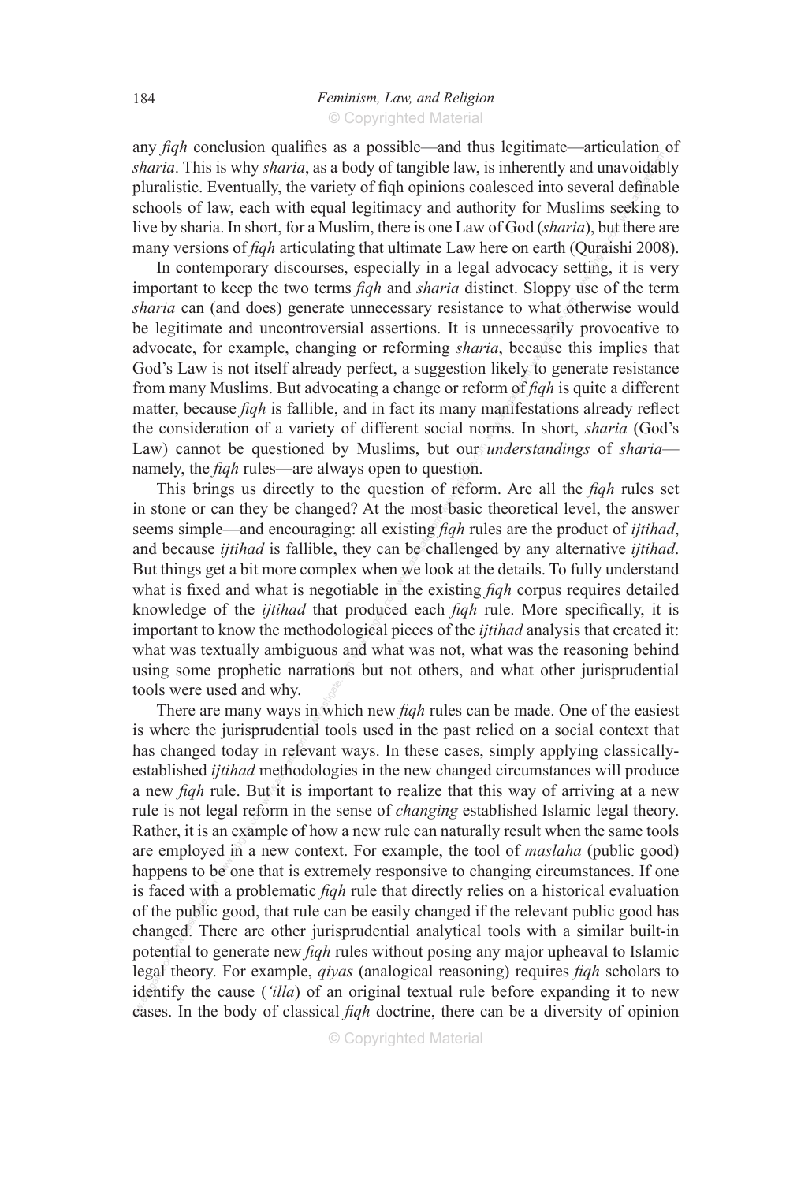any *fiqh* conclusion qualifies as a possible—and thus legitimate—articulation of *sharia*. This is why *sharia*, as a body of tangible law, is inherently and unavoidably pluralistic. Eventually, the variety of fiqh opinions coalesced into several definable schools of law, each with equal legitimacy and authority for Muslims seeking to live by sharia. In short, for a Muslim, there is one Law of God (*sharia*), but there are many versions of *fiqh* articulating that ultimate Law here on earth (Quraishi 2008).

In contemporary discourses, especially in a legal advocacy setting, it is very important to keep the two terms *fiqh* and *sharia* distinct. Sloppy use of the term *sharia* can (and does) generate unnecessary resistance to what otherwise would be legitimate and uncontroversial assertions. It is unnecessarily provocative to advocate, for example, changing or reforming *sharia*, because this implies that God's Law is not itself already perfect, a suggestion likely to generate resistance from many Muslims. But advocating a change or reform of *fiqh* is quite a different matter, because *fiqh* is fallible, and in fact its many manifestations already reflect the consideration of a variety of different social norms. In short, *sharia* (God's Law) cannot be questioned by Muslims, but our *understandings* of *sharia*—namely, the *fiqh* rules—are always open to question.

This brings us directly to the question of reform. Are all the *fiqh* rules set in stone or can they be changed? At the most basic theoretical level, the answer seems simple—and encouraging: all existing *fiqh* rules are the product of *ijtihad*, and because *ijtihad* is fallible, they can be challenged by any alternative *ijtihad*. But things get a bit more complex when we look at the details. To fully understand what is fixed and what is negotiable in the existing *fiqh* corpus requires detailed knowledge of the *ijtihad* that produced each *fiqh* rule. More specifically, it is important to know the methodological pieces of the *ijtihad* analysis that created it: what was textually ambiguous and what was not, what was the reasoning behind using some prophetic narrations but not others, and what other jurisprudential tools were used and why.

There are many ways in which new *fiqh* rules can be made. One of the easiest is where the jurisprudential tools used in the past relied on a social context that has changed today in relevant ways. In these cases, simply applying classically-established *ijtihad* methodologies in the new changed circumstances will produce a new *fiqh* rule. But it is important to realize that this way of arriving at a new rule is not legal reform in the sense of *changing* established Islamic legal theory. Rather, it is an example of how a new rule can naturally result when the same tools are employed in a new context. For example, the tool of *maslaha* (public good) happens to be one that is extremely responsive to changing circumstances. If one is faced with a problematic *fiqh* rule that directly relies on a historical evaluation of the public good, that rule can be easily changed if the relevant public good has changed. There are other jurisprudential analytical tools with a similar built-in potential to generate new *fiqh* rules without posing any major upheaval to Islamic legal theory. For example, *qiyas* (analogical reasoning) requires *fiqh* scholars to identify the cause (*'illa*) of an original textual rule before expanding it to new cases. In the body of classical *fiqh* doctrine, there can be a diversity of opinion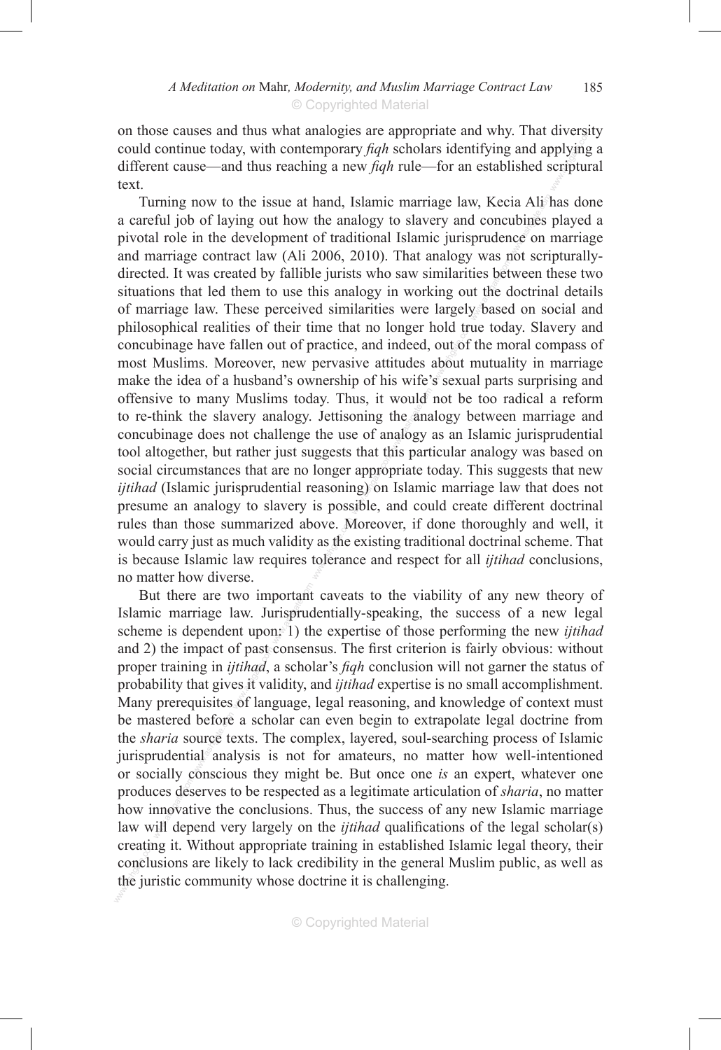on those causes and thus what analogies are appropriate and why. That diversity could continue today, with contemporary *fiqh* scholars identifying and applying a different cause—and thus reaching a new *fiqh* rule—for an established scriptural text.

Turning now to the issue at hand, Islamic marriage law, Kecia Ali has done a careful job of laying out how the analogy to slavery and concubines played a pivotal role in the development of traditional Islamic jurisprudence on marriage and marriage contract law (Ali 2006, 2010). That analogy was not scripturally-directed. It was created by fallible jurists who saw similarities between these two situations that led them to use this analogy in working out the doctrinal details of marriage law. These perceived similarities were largely based on social and philosophical realities of their time that no longer hold true today. Slavery and concubinage have fallen out of practice, and indeed, out of the moral compass of most Muslims. Moreover, new pervasive attitudes about mutuality in marriage make the idea of a husband's ownership of his wife's sexual parts surprising and offensive to many Muslims today. Thus, it would not be too radical a reform to re-think the slavery analogy. Jettisoning the analogy between marriage and concubinage does not challenge the use of analogy as an Islamic jurisprudential tool altogether, but rather just suggests that this particular analogy was based on social circumstances that are no longer appropriate today. This suggests that new *ijtihad* (Islamic jurisprudential reasoning) on Islamic marriage law that does not presume an analogy to slavery is possible, and could create different doctrinal rules than those summarized above. Moreover, if done thoroughly and well, it would carry just as much validity as the existing traditional doctrinal scheme. That is because Islamic law requires tolerance and respect for all *ijtihad* conclusions, no matter how diverse.

But there are two important caveats to the viability of any new theory of Islamic marriage law. Jurisprudentially-speaking, the success of a new legal scheme is dependent upon: 1) the expertise of those performing the new *ijtihad* and 2) the impact of past consensus. The first criterion is fairly obvious: without proper training in *ijtihad*, a scholar's *fiqh* conclusion will not garner the status of probability that gives it validity, and *ijtihad* expertise is no small accomplishment. Many prerequisites of language, legal reasoning, and knowledge of context must be mastered before a scholar can even begin to extrapolate legal doctrine from the *sharia* source texts. The complex, layered, soul-searching process of Islamic jurisprudential analysis is not for amateurs, no matter how well-intentioned or socially conscious they might be. But once one *is* an expert, whatever one produces deserves to be respected as a legitimate articulation of *sharia*, no matter how innovative the conclusions. Thus, the success of any new Islamic marriage law will depend very largely on the *ijtihad* qualifications of the legal scholar(s) creating it. Without appropriate training in established Islamic legal theory, their conclusions are likely to lack credibility in the general Muslim public, as well as the juristic community whose doctrine it is challenging.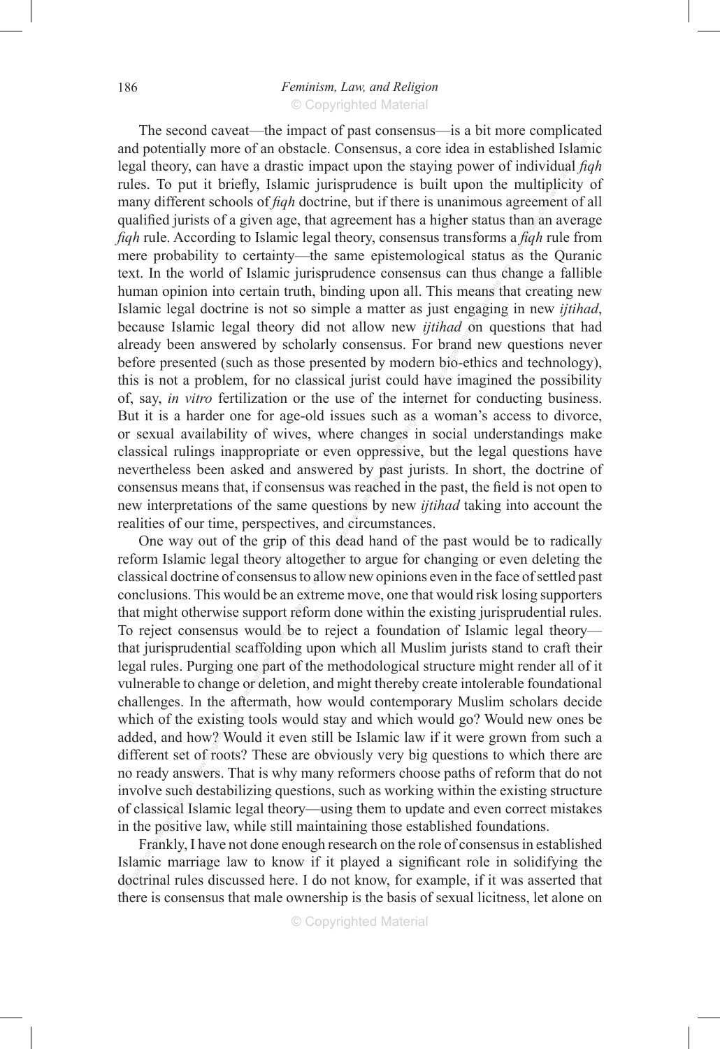The second caveat—the impact of past consensus—is a bit more complicated and potentially more of an obstacle. Consensus, a core idea in established Islamic legal theory, can have a drastic impact upon the staying power of individual *fiqh* rules. To put it briefly, Islamic jurisprudence is built upon the multiplicity of many different schools of *fiqh* doctrine, but if there is unanimous agreement of all qualified jurists of a given age, that agreement has a higher status than an average *fiqh* rule. According to Islamic legal theory, consensus transforms a *fiqh* rule from mere probability to certainty—the same epistemological status as the Quranic text. In the world of Islamic jurisprudence consensus can thus change a fallible human opinion into certain truth, binding upon all. This means that creating new Islamic legal doctrine is not so simple a matter as just engaging in new *ijtihad*, because Islamic legal theory did not allow new *ijtihad* on questions that had already been answered by scholarly consensus. For brand new questions never before presented (such as those presented by modern bio-ethics and technology), this is not a problem, for no classical jurist could have imagined the possibility of, say, *in vitro* fertilization or the use of the internet for conducting business. But it is a harder one for age-old issues such as a woman's access to divorce, or sexual availability of wives, where changes in social understandings make classical rulings inappropriate or even oppressive, but the legal questions have nevertheless been asked and answered by past jurists. In short, the doctrine of consensus means that, if consensus was reached in the past, the field is not open to new interpretations of the same questions by new *ijtihad* taking into account the realities of our time, perspectives, and circumstances.

One way out of the grip of this dead hand of the past would be to radically reform Islamic legal theory altogether to argue for changing or even deleting the classical doctrine of consensus to allow new opinions even in the face of settled past conclusions. This would be an extreme move, one that would risk losing supporters that might otherwise support reform done within the existing jurisprudential rules. To reject consensus would be to reject a foundation of Islamic legal theory—that jurisprudential scaffolding upon which all Muslim jurists stand to craft their legal rules. Purging one part of the methodological structure might render all of it vulnerable to change or deletion, and might thereby create intolerable foundational challenges. In the aftermath, how would contemporary Muslim scholars decide which of the existing tools would stay and which would go? Would new ones be added, and how? Would it even still be Islamic law if it were grown from such a different set of roots? These are obviously very big questions to which there are no ready answers. That is why many reformers choose paths of reform that do not involve such destabilizing questions, such as working within the existing structure of classical Islamic legal theory—using them to update and even correct mistakes in the positive law, while still maintaining those established foundations.

Frankly, I have not done enough research on the role of consensus in established Islamic marriage law to know if it played a significant role in solidifying the doctrinal rules discussed here. I do not know, for example, if it was asserted that there is consensus that male ownership is the basis of sexual licitness, let alone on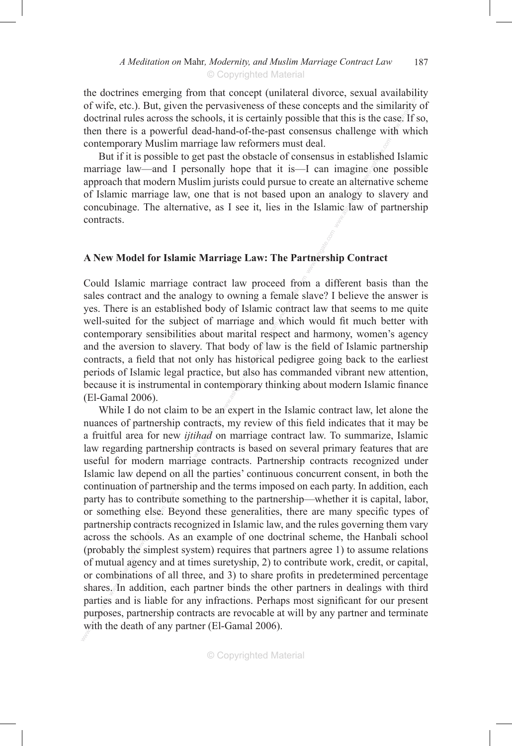the doctrines emerging from that concept (unilateral divorce, sexual availability of wife, etc.). But, given the pervasiveness of these concepts and the similarity of doctrinal rules across the schools, it is certainly possible that this is the case. If so, then there is a powerful dead-hand-of-the-past consensus challenge with which contemporary Muslim marriage law reformers must deal.

But if it is possible to get past the obstacle of consensus in established Islamic marriage law—and I personally hope that it is—I can imagine one possible approach that modern Muslim jurists could pursue to create an alternative scheme of Islamic marriage law, one that is not based upon an analogy to slavery and concubinage. The alternative, as I see it, lies in the Islamic law of partnership contracts.

## A New Model for Islamic Marriage Law: The Partnership Contract

Could Islamic marriage contract law proceed from a different basis than the sales contract and the analogy to owning a female slave? I believe the answer is yes. There is an established body of Islamic contract law that seems to me quite well-suited for the subject of marriage and which would fit much better with contemporary sensibilities about marital respect and harmony, women's agency and the aversion to slavery. That body of law is the field of Islamic partnership contracts, a field that not only has historical pedigree going back to the earliest periods of Islamic legal practice, but also has commanded vibrant new attention, because it is instrumental in contemporary thinking about modern Islamic finance (El-Gamal 2006).

While I do not claim to be an expert in the Islamic contract law, let alone the nuances of partnership contracts, my review of this field indicates that it may be a fruitful area for new *ijtihad* on marriage contract law. To summarize, Islamic law regarding partnership contracts is based on several primary features that are useful for modern marriage contracts. Partnership contracts recognized under Islamic law depend on all the parties' continuous concurrent consent, in both the continuation of partnership and the terms imposed on each party. In addition, each party has to contribute something to the partnership—whether it is capital, labor, or something else. Beyond these generalities, there are many specific types of partnership contracts recognized in Islamic law, and the rules governing them vary across the schools. As an example of one doctrinal scheme, the Hanbali school (probably the simplest system) requires that partners agree 1) to assume relations of mutual agency and at times suretyship, 2) to contribute work, credit, or capital, or combinations of all three, and 3) to share profits in predetermined percentage shares. In addition, each partner binds the other partners in dealings with third parties and is liable for any infractions. Perhaps most significant for our present purposes, partnership contracts are revocable at will by any partner and terminate with the death of any partner (El-Gamal 2006).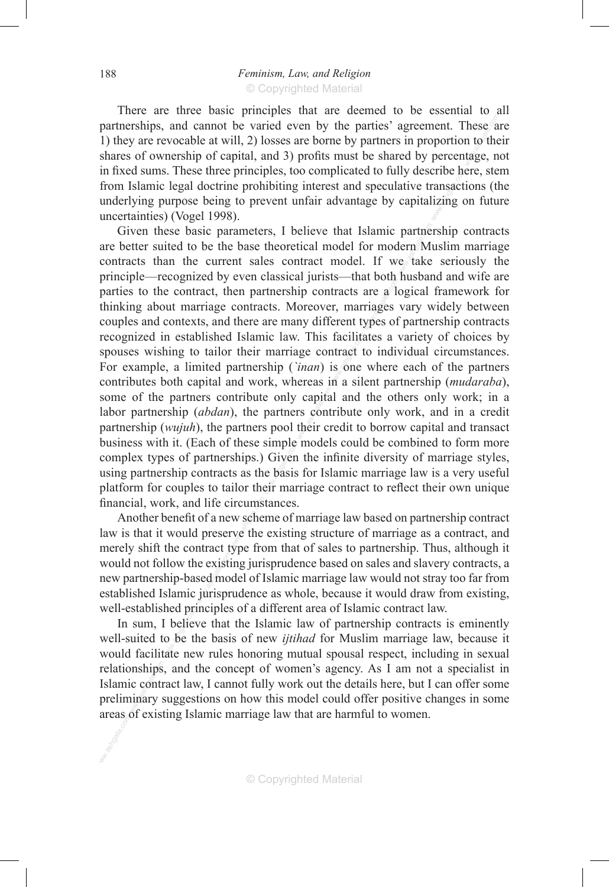There are three basic principles that are deemed to be essential to all partnerships, and cannot be varied even by the parties' agreement. These are 1) they are revocable at will, 2) losses are borne by partners in proportion to their shares of ownership of capital, and 3) profits must be shared by percentage, not in fixed sums. These three principles, too complicated to fully describe here, stem from Islamic legal doctrine prohibiting interest and speculative transactions (the underlying purpose being to prevent unfair advantage by capitalizing on future uncertainties) (Vogel 1998).

Given these basic parameters, I believe that Islamic partnership contracts are better suited to be the base theoretical model for modern Muslim marriage contracts than the current sales contract model. If we take seriously the principle—recognized by even classical jurists—that both husband and wife are parties to the contract, then partnership contracts are a logical framework for thinking about marriage contracts. Moreover, marriages vary widely between couples and contexts, and there are many different types of partnership contracts recognized in established Islamic law. This facilitates a variety of choices by spouses wishing to tailor their marriage contract to individual circumstances. For example, a limited partnership (*`inan*) is one where each of the partners contributes both capital and work, whereas in a silent partnership (*mudaraba*), some of the partners contribute only capital and the others only work; in a labor partnership (*abdan*), the partners contribute only work, and in a credit partnership (*wujuh*), the partners pool their credit to borrow capital and transact business with it. (Each of these simple models could be combined to form more complex types of partnerships.) Given the infinite diversity of marriage styles, using partnership contracts as the basis for Islamic marriage law is a very useful platform for couples to tailor their marriage contract to reflect their own unique financial, work, and life circumstances.

Another benefit of a new scheme of marriage law based on partnership contract law is that it would preserve the existing structure of marriage as a contract, and merely shift the contract type from that of sales to partnership. Thus, although it would not follow the existing jurisprudence based on sales and slavery contracts, a new partnership-based model of Islamic marriage law would not stray too far from established Islamic jurisprudence as whole, because it would draw from existing, well-established principles of a different area of Islamic contract law.

In sum, I believe that the Islamic law of partnership contracts is eminently well-suited to be the basis of new *ijtihad* for Muslim marriage law, because it would facilitate new rules honoring mutual spousal respect, including in sexual relationships, and the concept of women's agency. As I am not a specialist in Islamic contract law, I cannot fully work out the details here, but I can offer some preliminary suggestions on how this model could offer positive changes in some areas of existing Islamic marriage law that are harmful to women.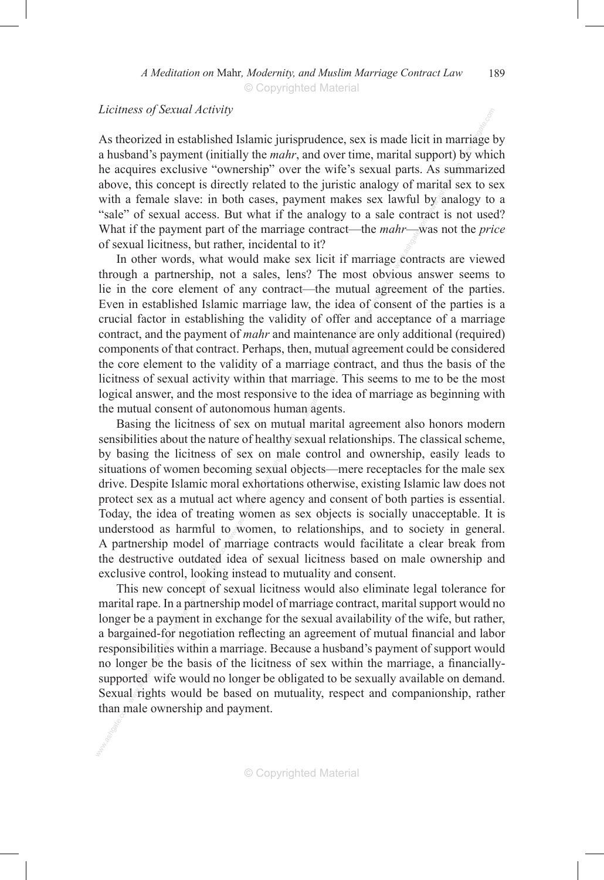*Licitness of Sexual Activity*

As theorized in established Islamic jurisprudence, sex is made licit in marriage by a husband's payment (initially the *mahr*, and over time, marital support) by which he acquires exclusive "ownership" over the wife's sexual parts. As summarized above, this concept is directly related to the juristic analogy of marital sex to sex with a female slave: in both cases, payment makes sex lawful by analogy to a "sale" of sexual access. But what if the analogy to a sale contract is not used? What if the payment part of the marriage contract—the *mahr*—was not the *price* of sexual licitness, but rather, incidental to it?

In other words, what would make sex licit if marriage contracts are viewed through a partnership, not a sales, lens? The most obvious answer seems to lie in the core element of any contract—the mutual agreement of the parties. Even in established Islamic marriage law, the idea of consent of the parties is a crucial factor in establishing the validity of offer and acceptance of a marriage contract, and the payment of *mahr* and maintenance are only additional (required) components of that contract. Perhaps, then, mutual agreement could be considered the core element to the validity of a marriage contract, and thus the basis of the licitness of sexual activity within that marriage. This seems to me to be the most logical answer, and the most responsive to the idea of marriage as beginning with the mutual consent of autonomous human agents.

Basing the licitness of sex on mutual marital agreement also honors modern sensibilities about the nature of healthy sexual relationships. The classical scheme, by basing the licitness of sex on male control and ownership, easily leads to situations of women becoming sexual objects—mere receptacles for the male sex drive. Despite Islamic moral exhortations otherwise, existing Islamic law does not protect sex as a mutual act where agency and consent of both parties is essential. Today, the idea of treating women as sex objects is socially unacceptable. It is understood as harmful to women, to relationships, and to society in general. A partnership model of marriage contracts would facilitate a clear break from the destructive outdated idea of sexual licitness based on male ownership and exclusive control, looking instead to mutuality and consent.

This new concept of sexual licitness would also eliminate legal tolerance for marital rape. In a partnership model of marriage contract, marital support would no longer be a payment in exchange for the sexual availability of the wife, but rather, a bargained-for negotiation reflecting an agreement of mutual financial and labor responsibilities within a marriage. Because a husband's payment of support would no longer be the basis of the licitness of sex within the marriage, a financially-supported wife would no longer be obligated to be sexually available on demand. Sexual rights would be based on mutuality, respect and companionship, rather than male ownership and payment.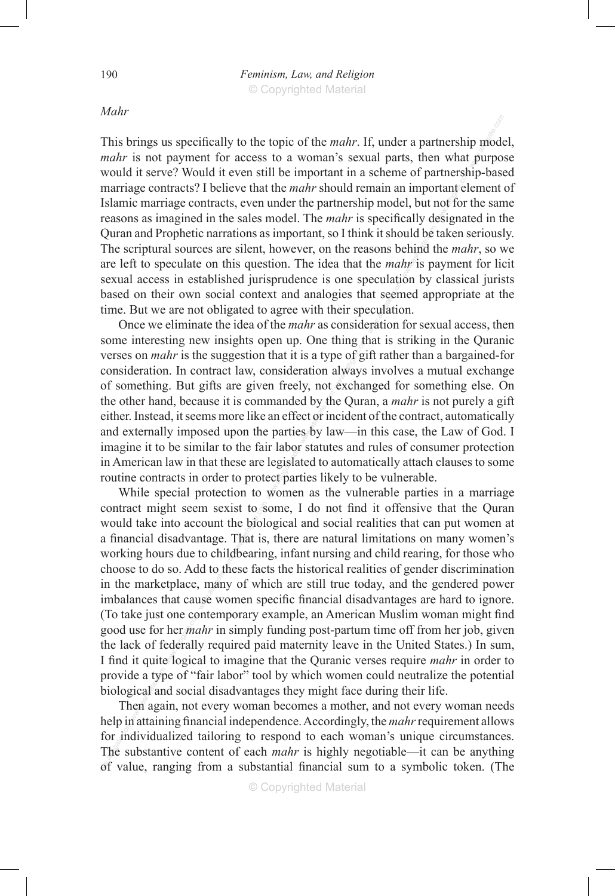*Mahr*

This brings us specifically to the topic of the *mahr*. If, under a partnership model, *mahr* is not payment for access to a woman's sexual parts, then what purpose would it serve? Would it even still be important in a scheme of partnership-based marriage contracts? I believe that the *mahr* should remain an important element of Islamic marriage contracts, even under the partnership model, but not for the same reasons as imagined in the sales model. The *mahr* is specifically designated in the Quran and Prophetic narrations as important, so I think it should be taken seriously. The scriptural sources are silent, however, on the reasons behind the *mahr*, so we are left to speculate on this question. The idea that the *mahr* is payment for licit sexual access in established jurisprudence is one speculation by classical jurists based on their own social context and analogies that seemed appropriate at the time. But we are not obligated to agree with their speculation.

Once we eliminate the idea of the *mahr* as consideration for sexual access, then some interesting new insights open up. One thing that is striking in the Quranic verses on *mahr* is the suggestion that it is a type of gift rather than a bargained-for consideration. In contract law, consideration always involves a mutual exchange of something. But gifts are given freely, not exchanged for something else. On the other hand, because it is commanded by the Quran, a *mahr* is not purely a gift either. Instead, it seems more like an effect or incident of the contract, automatically and externally imposed upon the parties by law—in this case, the Law of God. I imagine it to be similar to the fair labor statutes and rules of consumer protection in American law in that these are legislated to automatically attach clauses to some routine contracts in order to protect parties likely to be vulnerable.

While special protection to women as the vulnerable parties in a marriage contract might seem sexist to some, I do not find it offensive that the Quran would take into account the biological and social realities that can put women at a financial disadvantage. That is, there are natural limitations on many women's working hours due to childbearing, infant nursing and child rearing, for those who choose to do so. Add to these facts the historical realities of gender discrimination in the marketplace, many of which are still true today, and the gendered power imbalances that cause women specific financial disadvantages are hard to ignore. (To take just one contemporary example, an American Muslim woman might find good use for her *mahr* in simply funding post-partum time off from her job, given the lack of federally required paid maternity leave in the United States.) In sum, I find it quite logical to imagine that the Quranic verses require *mahr* in order to provide a type of "fair labor" tool by which women could neutralize the potential biological and social disadvantages they might face during their life.

Then again, not every woman becomes a mother, and not every woman needs help in attaining financial independence. Accordingly, the *mahr* requirement allows for individualized tailoring to respond to each woman's unique circumstances. The substantive content of each *mahr* is highly negotiable—it can be anything of value, ranging from a substantial financial sum to a symbolic token. (The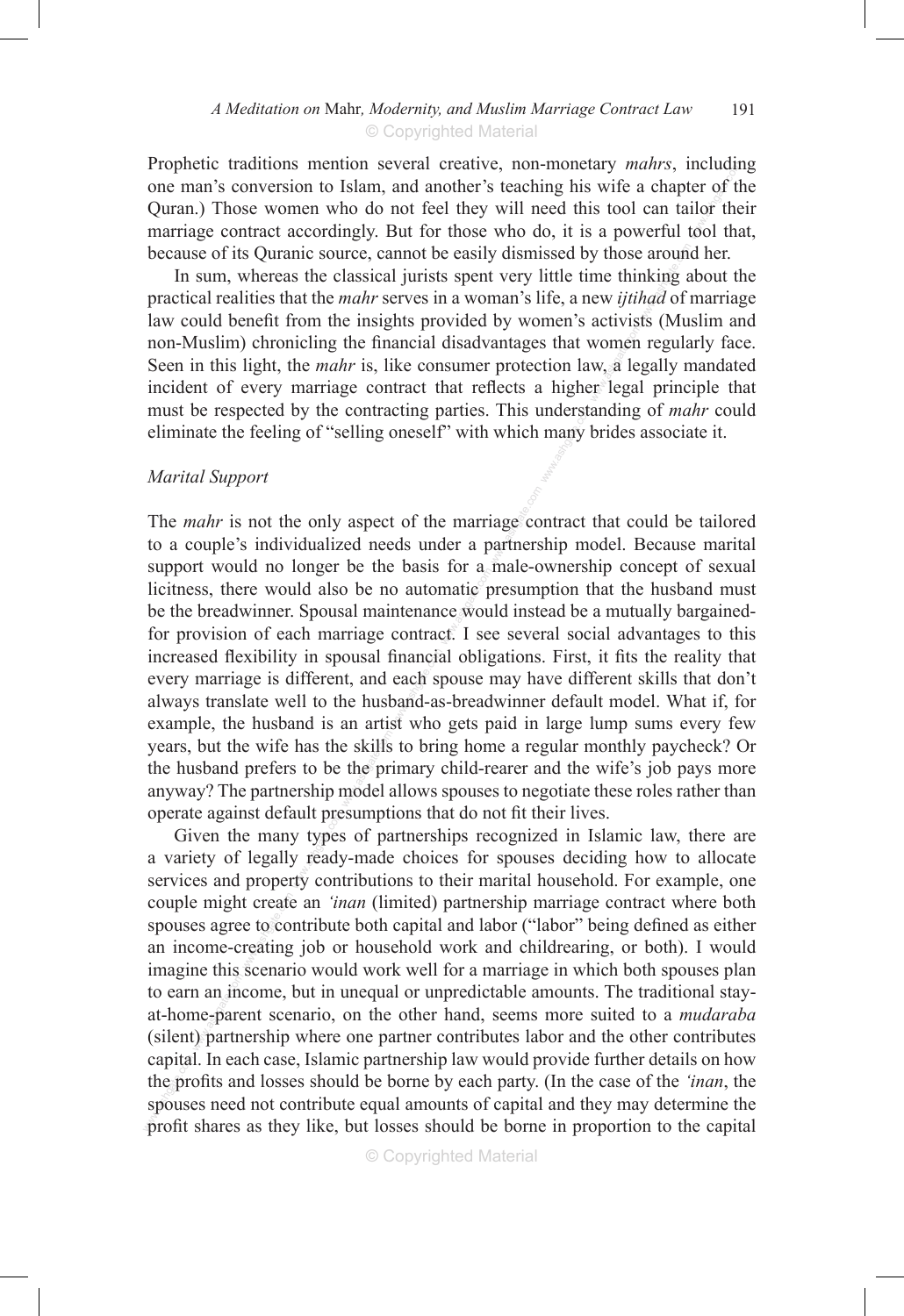Prophetic traditions mention several creative, non-monetary *mahrs*, including one man's conversion to Islam, and another's teaching his wife a chapter of the Quran.) Those women who do not feel they will need this tool can tailor their marriage contract accordingly. But for those who do, it is a powerful tool that, because of its Quranic source, cannot be easily dismissed by those around her.

In sum, whereas the classical jurists spent very little time thinking about the practical realities that the *mahr* serves in a woman's life, a new *ijtihad* of marriage law could benefit from the insights provided by women's activists (Muslim and non-Muslim) chronicling the financial disadvantages that women regularly face. Seen in this light, the *mahr* is, like consumer protection law, a legally mandated incident of every marriage contract that reflects a higher legal principle that must be respected by the contracting parties. This understanding of *mahr* could eliminate the feeling of "selling oneself" with which many brides associate it.

### *Marital Support*

The *mahr* is not the only aspect of the marriage contract that could be tailored to a couple's individualized needs under a partnership model. Because marital support would no longer be the basis for a male-ownership concept of sexual licitness, there would also be no automatic presumption that the husband must be the breadwinner. Spousal maintenance would instead be a mutually bargained-for provision of each marriage contract. I see several social advantages to this increased flexibility in spousal financial obligations. First, it fits the reality that every marriage is different, and each spouse may have different skills that don't always translate well to the husband-as-breadwinner default model. What if, for example, the husband is an artist who gets paid in large lump sums every few years, but the wife has the skills to bring home a regular monthly paycheck? Or the husband prefers to be the primary child-rearer and the wife's job pays more anyway? The partnership model allows spouses to negotiate these roles rather than operate against default presumptions that do not fit their lives.

Given the many types of partnerships recognized in Islamic law, there are a variety of legally ready-made choices for spouses deciding how to allocate services and property contributions to their marital household. For example, one couple might create an *'inan* (limited) partnership marriage contract where both spouses agree to contribute both capital and labor ("labor" being defined as either an income-creating job or household work and childrearing, or both). I would imagine this scenario would work well for a marriage in which both spouses plan to earn an income, but in unequal or unpredictable amounts. The traditional stay-at-home-parent scenario, on the other hand, seems more suited to a *mudaraba* (silent) partnership where one partner contributes labor and the other contributes capital. In each case, Islamic partnership law would provide further details on how the profits and losses should be borne by each party. (In the case of the *'inan*, the spouses need not contribute equal amounts of capital and they may determine the profit shares as they like, but losses should be borne in proportion to the capital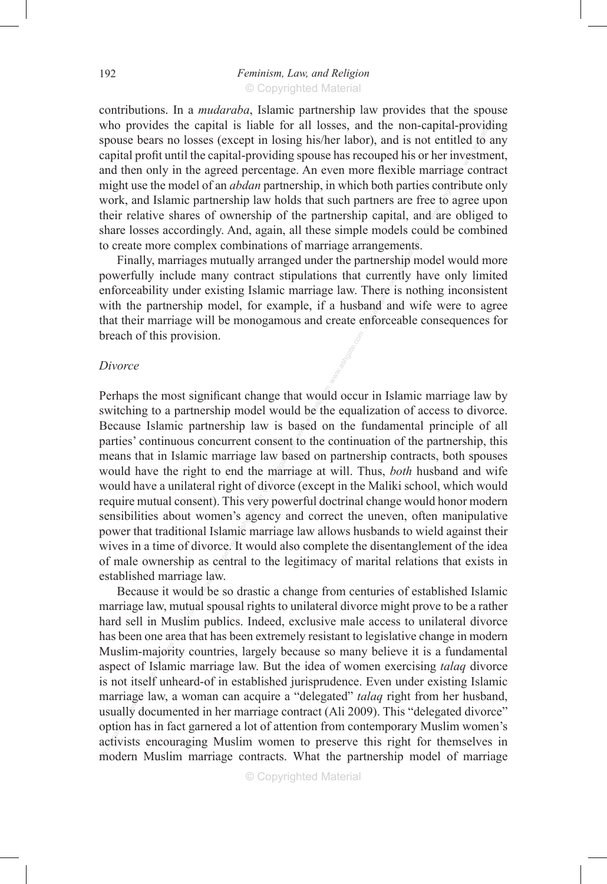contributions. In a *mudaraba*, Islamic partnership law provides that the spouse who provides the capital is liable for all losses, and the non-capital-providing spouse bears no losses (except in losing his/her labor), and is not entitled to any capital profit until the capital-providing spouse has recouped his or her investment, and then only in the agreed percentage. An even more flexible marriage contract might use the model of an *abdan* partnership, in which both parties contribute only work, and Islamic partnership law holds that such partners are free to agree upon their relative shares of ownership of the partnership capital, and are obliged to share losses accordingly. And, again, all these simple models could be combined to create more complex combinations of marriage arrangements.

Finally, marriages mutually arranged under the partnership model would more powerfully include many contract stipulations that currently have only limited enforceability under existing Islamic marriage law. There is nothing inconsistent with the partnership model, for example, if a husband and wife were to agree that their marriage will be monogamous and create enforceable consequences for breach of this provision.

### *Divorce*

Perhaps the most significant change that would occur in Islamic marriage law by switching to a partnership model would be the equalization of access to divorce. Because Islamic partnership law is based on the fundamental principle of all parties' continuous concurrent consent to the continuation of the partnership, this means that in Islamic marriage law based on partnership contracts, both spouses would have the right to end the marriage at will. Thus, *both* husband and wife would have a unilateral right of divorce (except in the Maliki school, which would require mutual consent). This very powerful doctrinal change would honor modern sensibilities about women's agency and correct the uneven, often manipulative power that traditional Islamic marriage law allows husbands to wield against their wives in a time of divorce. It would also complete the disentanglement of the idea of male ownership as central to the legitimacy of marital relations that exists in established marriage law.

Because it would be so drastic a change from centuries of established Islamic marriage law, mutual spousal rights to unilateral divorce might prove to be a rather hard sell in Muslim publics. Indeed, exclusive male access to unilateral divorce has been one area that has been extremely resistant to legislative change in modern Muslim-majority countries, largely because so many believe it is a fundamental aspect of Islamic marriage law. But the idea of women exercising *talaq* divorce is not itself unheard-of in established jurisprudence. Even under existing Islamic marriage law, a woman can acquire a "delegated" *talaq* right from her husband, usually documented in her marriage contract (Ali 2009). This "delegated divorce" option has in fact garnered a lot of attention from contemporary Muslim women's activists encouraging Muslim women to preserve this right for themselves in modern Muslim marriage contracts. What the partnership model of marriage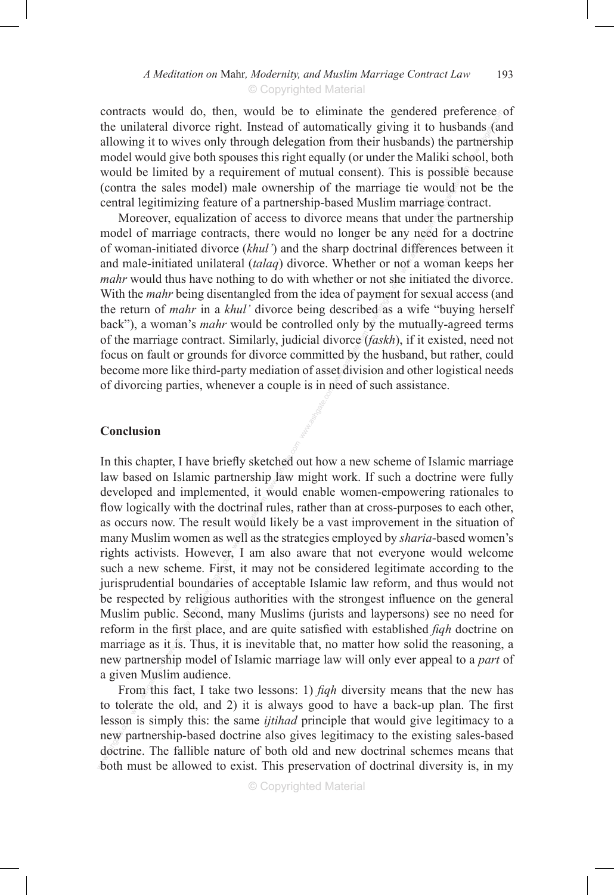contracts would do, then, would be to eliminate the gendered preference of the unilateral divorce right. Instead of automatically giving it to husbands (and allowing it to wives only through delegation from their husbands) the partnership model would give both spouses this right equally (or under the Maliki school, both would be limited by a requirement of mutual consent). This is possible because (contra the sales model) male ownership of the marriage tie would not be the central legitimizing feature of a partnership-based Muslim marriage contract.

Moreover, equalization of access to divorce means that under the partnership model of marriage contracts, there would no longer be any need for a doctrine of woman-initiated divorce (*khul'*) and the sharp doctrinal differences between it and male-initiated unilateral (*talaq*) divorce. Whether or not a woman keeps her *mahr* would thus have nothing to do with whether or not she initiated the divorce. With the *mahr* being disentangled from the idea of payment for sexual access (and the return of *mahr* in a *khul'* divorce being described as a wife "buying herself back"), a woman's *mahr* would be controlled only by the mutually-agreed terms of the marriage contract. Similarly, judicial divorce (*faskh*), if it existed, need not focus on fault or grounds for divorce committed by the husband, but rather, could become more like third-party mediation of asset division and other logistical needs of divorcing parties, whenever a couple is in need of such assistance.

## Conclusion

In this chapter, I have briefly sketched out how a new scheme of Islamic marriage law based on Islamic partnership law might work. If such a doctrine were fully developed and implemented, it would enable women-empowering rationales to flow logically with the doctrinal rules, rather than at cross-purposes to each other, as occurs now. The result would likely be a vast improvement in the situation of many Muslim women as well as the strategies employed by *sharia*-based women's rights activists. However, I am also aware that not everyone would welcome such a new scheme. First, it may not be considered legitimate according to the jurisprudential boundaries of acceptable Islamic law reform, and thus would not be respected by religious authorities with the strongest influence on the general Muslim public. Second, many Muslims (jurists and laypersons) see no need for reform in the first place, and are quite satisfied with established *fiqh* doctrine on marriage as it is. Thus, it is inevitable that, no matter how solid the reasoning, a new partnership model of Islamic marriage law will only ever appeal to a *part* of a given Muslim audience.

From this fact, I take two lessons: 1) *fiqh* diversity means that the new has to tolerate the old, and 2) it is always good to have a back-up plan. The first lesson is simply this: the same *ijtihad* principle that would give legitimacy to a new partnership-based doctrine also gives legitimacy to the existing sales-based doctrine. The fallible nature of both old and new doctrinal schemes means that both must be allowed to exist. This preservation of doctrinal diversity is, in my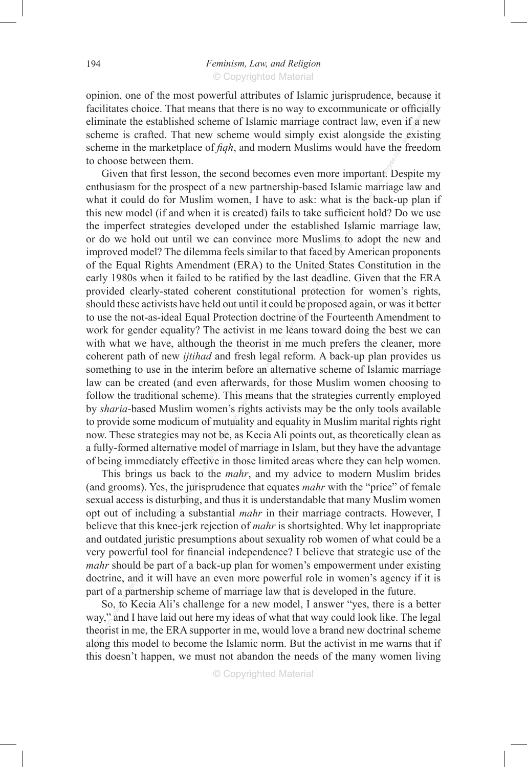opinion, one of the most powerful attributes of Islamic jurisprudence, because it facilitates choice. That means that there is no way to excommunicate or officially eliminate the established scheme of Islamic marriage contract law, even if a new scheme is crafted. That new scheme would simply exist alongside the existing scheme in the marketplace of *fiqh*, and modern Muslims would have the freedom to choose between them.

Given that first lesson, the second becomes even more important. Despite my enthusiasm for the prospect of a new partnership-based Islamic marriage law and what it could do for Muslim women, I have to ask: what is the back-up plan if this new model (if and when it is created) fails to take sufficient hold? Do we use the imperfect strategies developed under the established Islamic marriage law, or do we hold out until we can convince more Muslims to adopt the new and improved model? The dilemma feels similar to that faced by American proponents of the Equal Rights Amendment (ERA) to the United States Constitution in the early 1980s when it failed to be ratified by the last deadline. Given that the ERA provided clearly-stated coherent constitutional protection for women's rights, should these activists have held out until it could be proposed again, or was it better to use the not-as-ideal Equal Protection doctrine of the Fourteenth Amendment to work for gender equality? The activist in me leans toward doing the best we can with what we have, although the theorist in me much prefers the cleaner, more coherent path of new *ijtihad* and fresh legal reform. A back-up plan provides us something to use in the interim before an alternative scheme of Islamic marriage law can be created (and even afterwards, for those Muslim women choosing to follow the traditional scheme). This means that the strategies currently employed by *sharia*-based Muslim women's rights activists may be the only tools available to provide some modicum of mutuality and equality in Muslim marital rights right now. These strategies may not be, as Kecia Ali points out, as theoretically clean as a fully-formed alternative model of marriage in Islam, but they have the advantage of being immediately effective in those limited areas where they can help women.

This brings us back to the *mahr*, and my advice to modern Muslim brides (and grooms). Yes, the jurisprudence that equates *mahr* with the "price" of female sexual access is disturbing, and thus it is understandable that many Muslim women opt out of including a substantial *mahr* in their marriage contracts. However, I believe that this knee-jerk rejection of *mahr* is shortsighted. Why let inappropriate and outdated juristic presumptions about sexuality rob women of what could be a very powerful tool for financial independence? I believe that strategic use of the *mahr* should be part of a back-up plan for women's empowerment under existing doctrine, and it will have an even more powerful role in women's agency if it is part of a partnership scheme of marriage law that is developed in the future.

So, to Kecia Ali's challenge for a new model, I answer "yes, there is a better way," and I have laid out here my ideas of what that way could look like. The legal theorist in me, the ERA supporter in me, would love a brand new doctrinal scheme along this model to become the Islamic norm. But the activist in me warns that if this doesn't happen, we must not abandon the needs of the many women living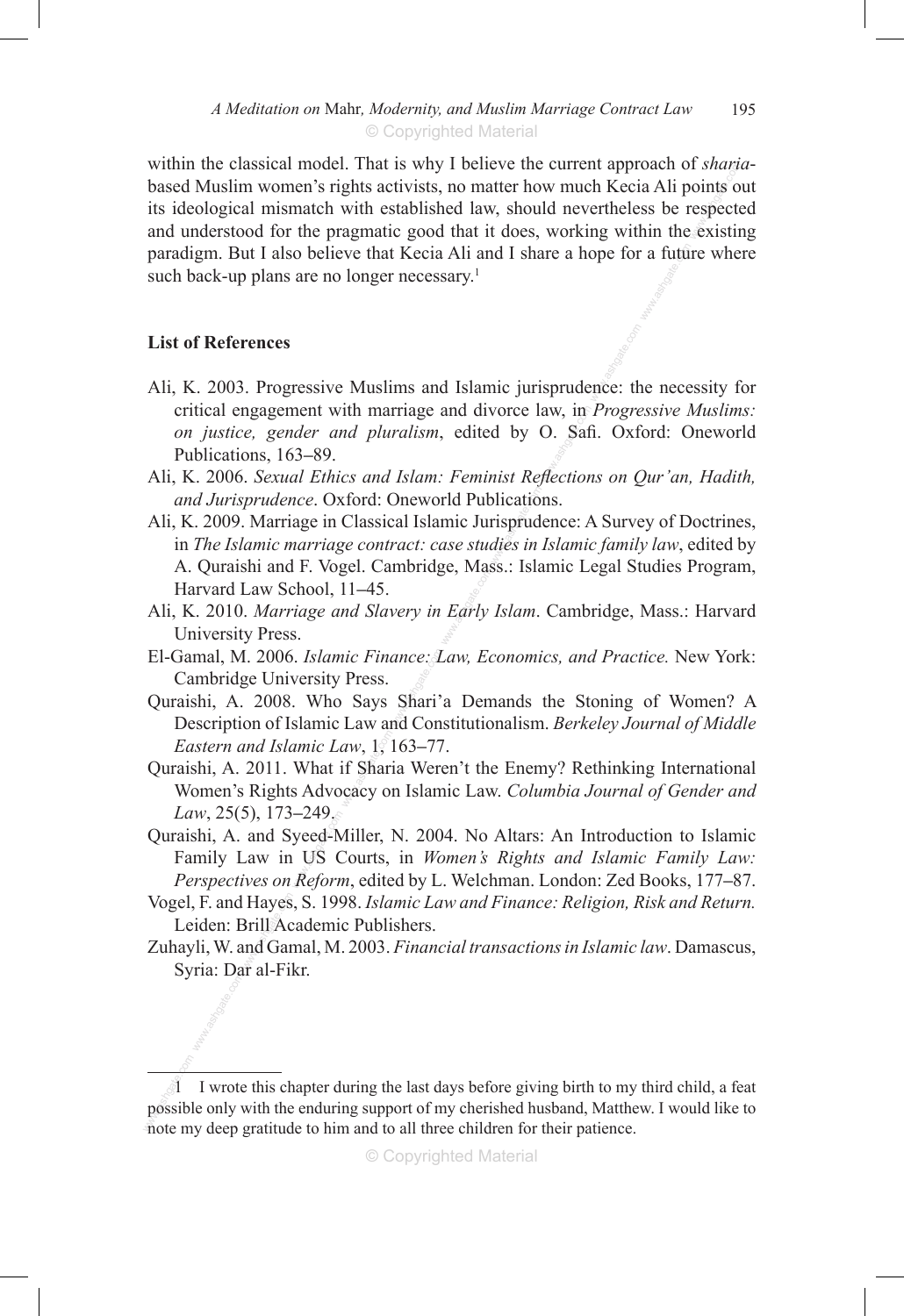within the classical model. That is why I believe the current approach of *sharia*-based Muslim women's rights activists, no matter how much Kecia Ali points out its ideological mismatch with established law, should nevertheless be respected and understood for the pragmatic good that it does, working within the existing paradigm. But I also believe that Kecia Ali and I share a hope for a future where such back-up plans are no longer necessary.[1]

## List of References

Ali, K. 2003. Progressive Muslims and Islamic jurisprudence: the necessity for critical engagement with marriage and divorce law, in *Progressive Muslims: on justice, gender and pluralism*, edited by O. Safi. Oxford: Oneworld Publications, 163–89.

Ali, K. 2006. *Sexual Ethics and Islam: Feminist Reflections on Qur'an, Hadith, and Jurisprudence*. Oxford: Oneworld Publications.

Ali, K. 2009. Marriage in Classical Islamic Jurisprudence: A Survey of Doctrines, in *The Islamic marriage contract: case studies in Islamic family law*, edited by A. Quraishi and F. Vogel. Cambridge, Mass.: Islamic Legal Studies Program, Harvard Law School, 11–45.

Ali, K. 2010. *Marriage and Slavery in Early Islam*. Cambridge, Mass.: Harvard University Press.

El-Gamal, M. 2006. *Islamic Finance: Law, Economics, and Practice.* New York: Cambridge University Press.

Quraishi, A. 2008. Who Says Shari'a Demands the Stoning of Women? A Description of Islamic Law and Constitutionalism. *Berkeley Journal of Middle Eastern and Islamic Law*, 1, 163–77.

Quraishi, A. 2011. What if Sharia Weren't the Enemy? Rethinking International Women's Rights Advocacy on Islamic Law. *Columbia Journal of Gender and Law*, 25(5), 173–249.

Quraishi, A. and Syeed-Miller, N. 2004. No Altars: An Introduction to Islamic Family Law in US Courts, in *Women's Rights and Islamic Family Law: Perspectives on Reform*, edited by L. Welchman. London: Zed Books, 177–87.

Vogel, F. and Hayes, S. 1998. *Islamic Law and Finance: Religion, Risk and Return.* Leiden: Brill Academic Publishers.

Zuhayli, W. and Gamal, M. 2003. *Financial transactions in Islamic law*. Damascus, Syria: Dar al-Fikr.

---

[1] I wrote this chapter during the last days before giving birth to my third child, a feat possible only with the enduring support of my cherished husband, Matthew. I would like to note my deep gratitude to him and to all three children for their patience.